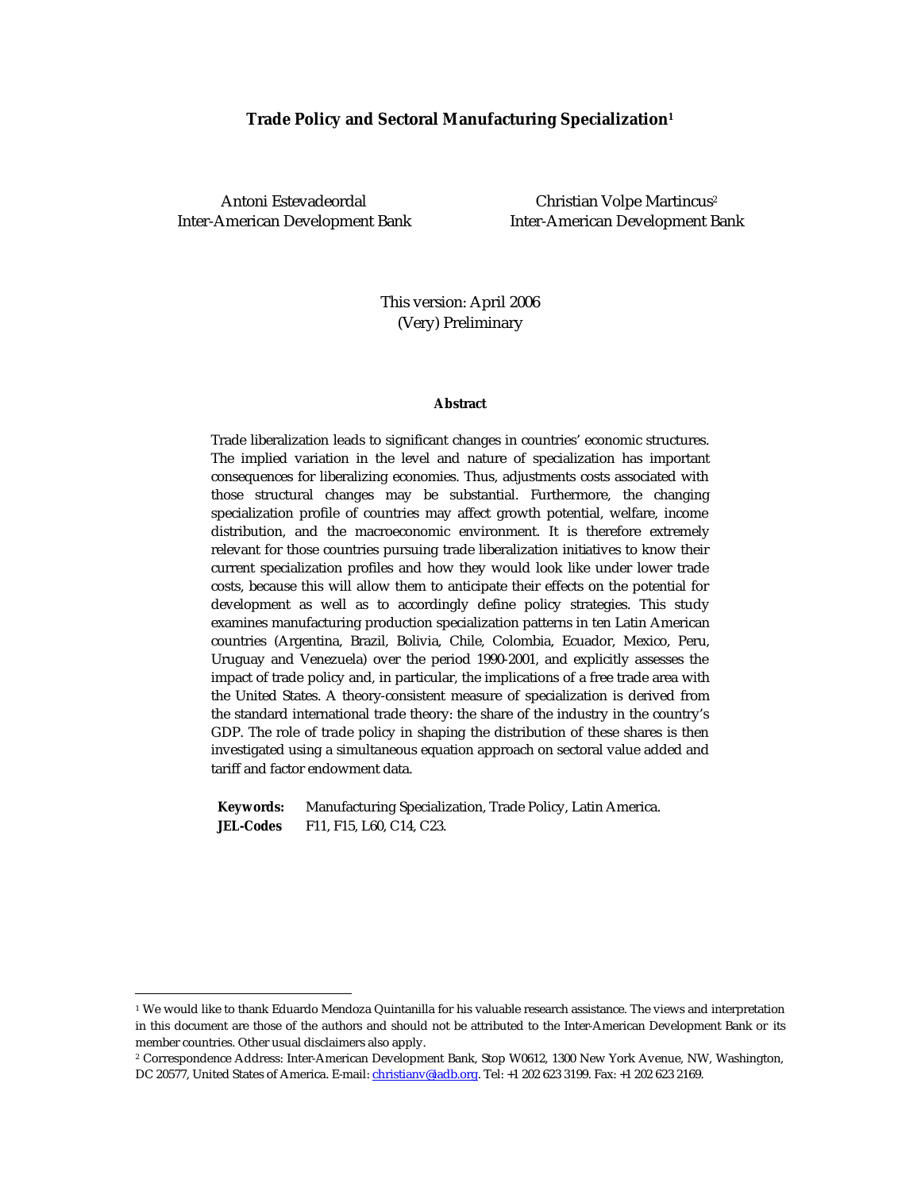# Trade Policy and Sectoral Manufacturing Specialization[1]

Antoni Estevadeordal
Inter-American Development Bank

Christian Volpe Martincus[2]
Inter-American Development Bank

This version: April 2006
(Very) Preliminary

**Abstract**

Trade liberalization leads to significant changes in countries' economic structures. The implied variation in the level and nature of specialization has important consequences for liberalizing economies. Thus, adjustments costs associated with those structural changes may be substantial. Furthermore, the changing specialization profile of countries may affect growth potential, welfare, income distribution, and the macroeconomic environment. It is therefore extremely relevant for those countries pursuing trade liberalization initiatives to know their current specialization profiles and how they would look like under lower trade costs, because this will allow them to anticipate their effects on the potential for development as well as to accordingly define policy strategies. This study examines manufacturing production specialization patterns in ten Latin American countries (Argentina, Brazil, Bolivia, Chile, Colombia, Ecuador, Mexico, Peru, Uruguay and Venezuela) over the period 1990-2001, and explicitly assesses the impact of trade policy and, in particular, the implications of a free trade area with the United States. A theory-consistent measure of specialization is derived from the standard international trade theory: the share of the industry in the country's GDP. The role of trade policy in shaping the distribution of these shares is then investigated using a simultaneous equation approach on sectoral value added and tariff and factor endowment data.

**Keywords:** Manufacturing Specialization, Trade Policy, Latin America.
**JEL-Codes** F11, F15, L60, C14, C23.

---

[1] We would like to thank Eduardo Mendoza Quintanilla for his valuable research assistance. The views and interpretation in this document are those of the authors and should not be attributed to the Inter-American Development Bank or its member countries. Other usual disclaimers also apply.

[2] Correspondence Address: Inter-American Development Bank, Stop W0612, 1300 New York Avenue, NW, Washington, DC 20577, United States of America. E-mail: christianv@iadb.org. Tel: +1 202 623 3199. Fax: +1 202 623 2169.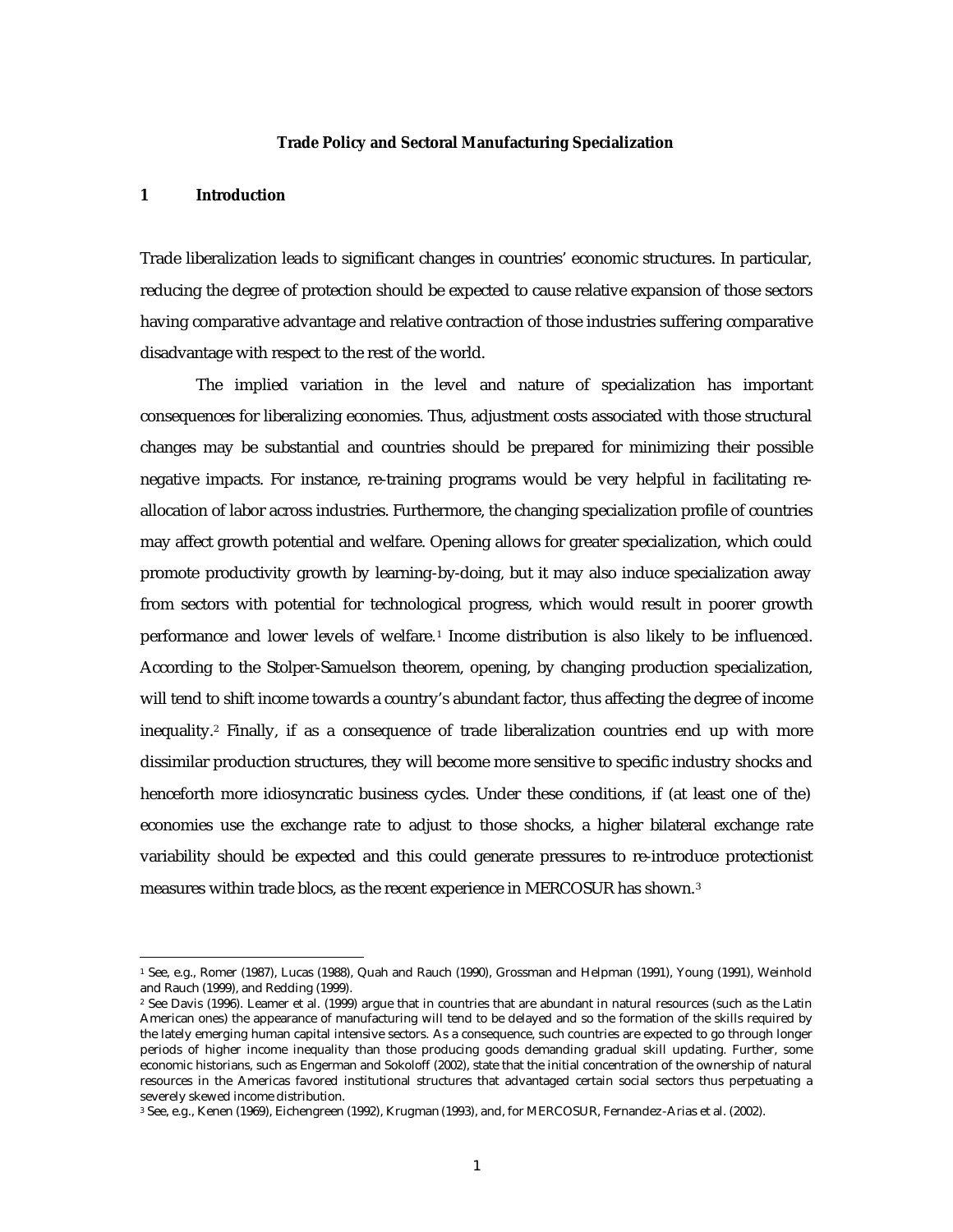# Trade Policy and Sectoral Manufacturing Specialization

## 1 Introduction

Trade liberalization leads to significant changes in countries' economic structures. In particular, reducing the degree of protection should be expected to cause relative expansion of those sectors having comparative advantage and relative contraction of those industries suffering comparative disadvantage with respect to the rest of the world.

The implied variation in the level and nature of specialization has important consequences for liberalizing economies. Thus, adjustment costs associated with those structural changes may be substantial and countries should be prepared for minimizing their possible negative impacts. For instance, re-training programs would be very helpful in facilitating re-allocation of labor across industries. Furthermore, the changing specialization profile of countries may affect growth potential and welfare. Opening allows for greater specialization, which could promote productivity growth by learning-by-doing, but it may also induce specialization away from sectors with potential for technological progress, which would result in poorer growth performance and lower levels of welfare.[1] Income distribution is also likely to be influenced. According to the Stolper-Samuelson theorem, opening, by changing production specialization, will tend to shift income towards a country's abundant factor, thus affecting the degree of income inequality.[2] Finally, if as a consequence of trade liberalization countries end up with more dissimilar production structures, they will become more sensitive to specific industry shocks and henceforth more idiosyncratic business cycles. Under these conditions, if (at least one of the) economies use the exchange rate to adjust to those shocks, a higher bilateral exchange rate variability should be expected and this could generate pressures to re-introduce protectionist measures within trade blocs, as the recent experience in MERCOSUR has shown.[3]

---

[1] See, e.g., Romer (1987), Lucas (1988), Quah and Rauch (1990), Grossman and Helpman (1991), Young (1991), Weinhold and Rauch (1999), and Redding (1999).

[2] See Davis (1996). Leamer et al. (1999) argue that in countries that are abundant in natural resources (such as the Latin American ones) the appearance of manufacturing will tend to be delayed and so the formation of the skills required by the lately emerging human capital intensive sectors. As a consequence, such countries are expected to go through longer periods of higher income inequality than those producing goods demanding gradual skill updating. Further, some economic historians, such as Engerman and Sokoloff (2002), state that the initial concentration of the ownership of natural resources in the Americas favored institutional structures that advantaged certain social sectors thus perpetuating a severely skewed income distribution.

[3] See, e.g., Kenen (1969), Eichengreen (1992), Krugman (1993), and, for MERCOSUR, Fernandez-Arias et al. (2002).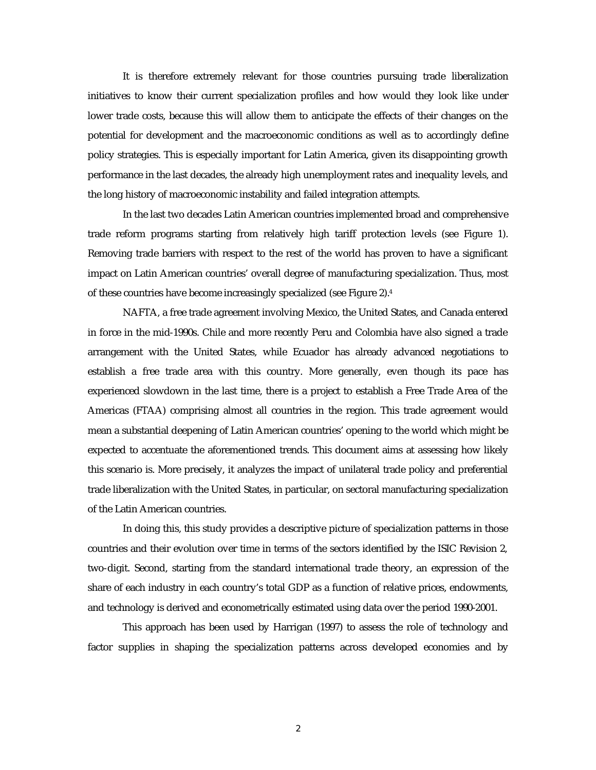It is therefore extremely relevant for those countries pursuing trade liberalization initiatives to know their current specialization profiles and how would they look like under lower trade costs, because this will allow them to anticipate the effects of their changes on the potential for development and the macroeconomic conditions as well as to accordingly define policy strategies. This is especially important for Latin America, given its disappointing growth performance in the last decades, the already high unemployment rates and inequality levels, and the long history of macroeconomic instability and failed integration attempts.

In the last two decades Latin American countries implemented broad and comprehensive trade reform programs starting from relatively high tariff protection levels (see Figure 1). Removing trade barriers with respect to the rest of the world has proven to have a significant impact on Latin American countries' overall degree of manufacturing specialization. Thus, most of these countries have become increasingly specialized (see Figure 2).[4]

NAFTA, a free trade agreement involving Mexico, the United States, and Canada entered in force in the mid-1990s. Chile and more recently Peru and Colombia have also signed a trade arrangement with the United States, while Ecuador has already advanced negotiations to establish a free trade area with this country. More generally, even though its pace has experienced slowdown in the last time, there is a project to establish a Free Trade Area of the Americas (FTAA) comprising almost all countries in the region. This trade agreement would mean a substantial deepening of Latin American countries' opening to the world which might be expected to accentuate the aforementioned trends. This document aims at assessing how likely this scenario is. More precisely, it analyzes the impact of unilateral trade policy and preferential trade liberalization with the United States, in particular, on sectoral manufacturing specialization of the Latin American countries.

In doing this, this study provides a descriptive picture of specialization patterns in those countries and their evolution over time in terms of the sectors identified by the ISIC Revision 2, two-digit. Second, starting from the standard international trade theory, an expression of the share of each industry in each country's total GDP as a function of relative prices, endowments, and technology is derived and econometrically estimated using data over the period 1990-2001.

This approach has been used by Harrigan (1997) to assess the role of technology and factor supplies in shaping the specialization patterns across developed economies and by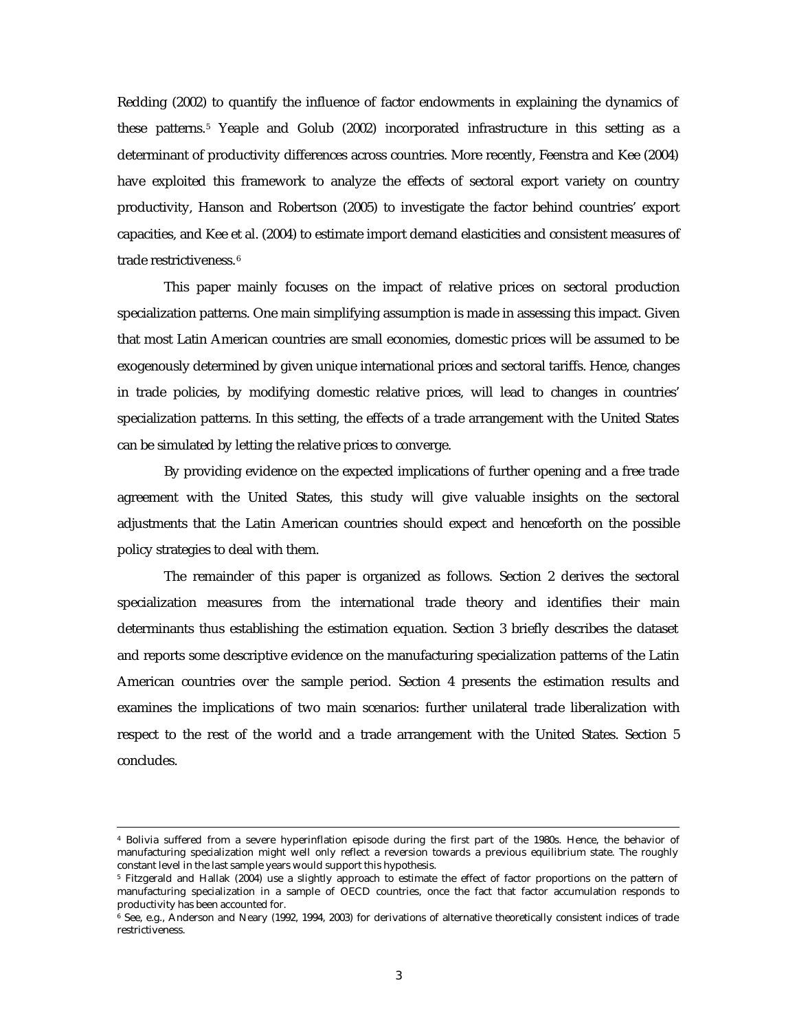Redding (2002) to quantify the influence of factor endowments in explaining the dynamics of these patterns.[5] Yeaple and Golub (2002) incorporated infrastructure in this setting as a determinant of productivity differences across countries. More recently, Feenstra and Kee (2004) have exploited this framework to analyze the effects of sectoral export variety on country productivity, Hanson and Robertson (2005) to investigate the factor behind countries' export capacities, and Kee et al. (2004) to estimate import demand elasticities and consistent measures of trade restrictiveness.[6]

This paper mainly focuses on the impact of relative prices on sectoral production specialization patterns. One main simplifying assumption is made in assessing this impact. Given that most Latin American countries are small economies, domestic prices will be assumed to be exogenously determined by given unique international prices and sectoral tariffs. Hence, changes in trade policies, by modifying domestic relative prices, will lead to changes in countries' specialization patterns. In this setting, the effects of a trade arrangement with the United States can be simulated by letting the relative prices to converge.

By providing evidence on the expected implications of further opening and a free trade agreement with the United States, this study will give valuable insights on the sectoral adjustments that the Latin American countries should expect and henceforth on the possible policy strategies to deal with them.

The remainder of this paper is organized as follows. Section 2 derives the sectoral specialization measures from the international trade theory and identifies their main determinants thus establishing the estimation equation. Section 3 briefly describes the dataset and reports some descriptive evidence on the manufacturing specialization patterns of the Latin American countries over the sample period. Section 4 presents the estimation results and examines the implications of two main scenarios: further unilateral trade liberalization with respect to the rest of the world and a trade arrangement with the United States. Section 5 concludes.

---

[4] Bolivia suffered from a severe hyperinflation episode during the first part of the 1980s. Hence, the behavior of manufacturing specialization might well only reflect a reversion towards a previous equilibrium state. The roughly constant level in the last sample years would support this hypothesis.

[5] Fitzgerald and Hallak (2004) use a slightly approach to estimate the effect of factor proportions on the pattern of manufacturing specialization in a sample of OECD countries, once the fact that factor accumulation responds to productivity has been accounted for.

[6] See, e.g., Anderson and Neary (1992, 1994, 2003) for derivations of alternative theoretically consistent indices of trade restrictiveness.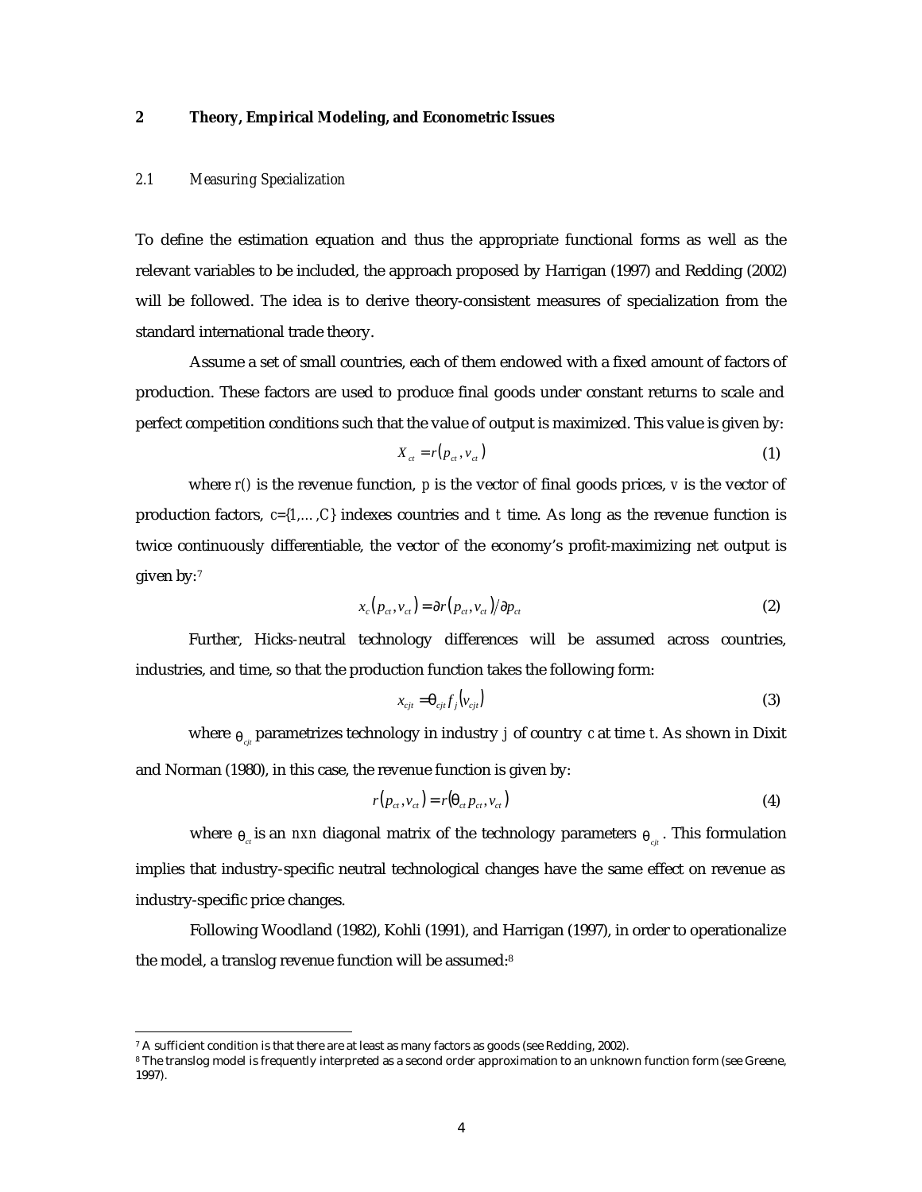## 2 Theory, Empirical Modeling, and Econometric Issues

### *2.1 Measuring Specialization*

To define the estimation equation and thus the appropriate functional forms as well as the relevant variables to be included, the approach proposed by Harrigan (1997) and Redding (2002) will be followed. The idea is to derive theory-consistent measures of specialization from the standard international trade theory.

Assume a set of small countries, each of them endowed with a fixed amount of factors of production. These factors are used to produce final goods under constant returns to scale and perfect competition conditions such that the value of output is maximized. This value is given by:

$$X_{ct} = r\left(p_{ct}, v_{ct}\right) \tag{1}$$

where $r()$ is the revenue function, $p$ is the vector of final goods prices, $v$ is the vector of production factors, $c=\{1,\ldots,C\}$ indexes countries and $t$ time. As long as the revenue function is twice continuously differentiable, the vector of the economy's profit-maximizing net output is given by:[7]

$$x_c\left(p_{ct}, v_{ct}\right) = \partial r\left(p_{ct}, v_{ct}\right) / \partial p_{ct} \tag{2}$$

Further, Hicks-neutral technology differences will be assumed across countries, industries, and time, so that the production function takes the following form:

$$x_{cjt} = \theta_{cjt} f_j\left(v_{cjt}\right) \tag{3}$$

where $\theta_{cjt}$ parametrizes technology in industry $j$ of country $c$ at time $t$. As shown in Dixit and Norman (1980), in this case, the revenue function is given by:

$$r\left(p_{ct}, v_{ct}\right) = r\left(\theta_{ct} p_{ct}, v_{ct}\right) \tag{4}$$

where $\theta_{ct}$ is an $n x n$ diagonal matrix of the technology parameters $\theta_{cjt}$. This formulation implies that industry-specific neutral technological changes have the same effect on revenue as industry-specific price changes.

Following Woodland (1982), Kohli (1991), and Harrigan (1997), in order to operationalize the model, a translog revenue function will be assumed:[8]

---

[7] A sufficient condition is that there are at least as many factors as goods (see Redding, 2002).

[8] The translog model is frequently interpreted as a second order approximation to an unknown function form (see Greene, 1997).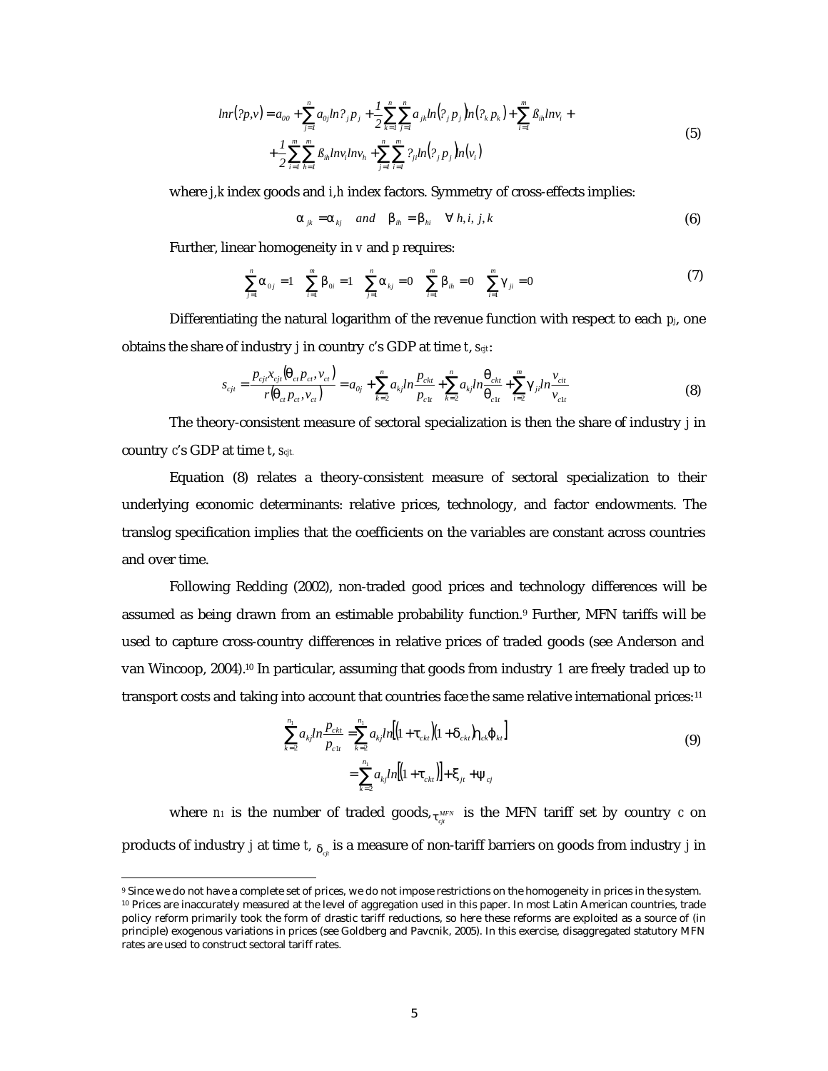$$lnr(\theta p,v) = a_{00} + \sum_{j=1}^{n} a_{0j} ln \theta_j p_j + \frac{1}{2}\sum_{k=1}^{n}\sum_{j=1}^{n} a_{jk} ln(\theta_j p_j) ln(\theta_k p_k) + \sum_{i=1}^{m} \beta_{ih} ln v_i +$$
$$+ \frac{1}{2}\sum_{i=1}^{m}\sum_{h=1}^{m} \beta_{ih} ln v_i ln v_h + \sum_{j=1}^{n}\sum_{i=1}^{m} \gamma_{ji} ln(\theta_j p_j) ln(v_i) \tag{5}$$

where $j,k$ index goods and $i,h$ index factors. Symmetry of cross-effects implies:

$$\alpha_{jk} = \alpha_{kj} \quad and \quad \beta_{ih} = \beta_{hi} \quad \forall\ h, i, j, k \tag{6}$$

Further, linear homogeneity in $v$ and $p$ requires:

$$\sum_{j=1}^{n} \alpha_{0j} = 1 \quad \sum_{i=1}^{m} \beta_{0i} = 1 \quad \sum_{j=1}^{n} \alpha_{kj} = 0 \quad \sum_{i=1}^{m} \beta_{ih} = 0 \quad \sum_{i=1}^{m} \gamma_{ji} = 0 \tag{7}$$

Differentiating the natural logarithm of the revenue function with respect to each $p_j$, one obtains the share of industry $j$ in country $c$'s GDP at time $t$, $s_{cjt}$:

$$s_{cjt} = \frac{p_{cjt} x_{cjt}(\theta_{ct} p_{ct}, v_{ct})}{r(\theta_{ct} p_{ct}, v_{ct})} = a_{0j} + \sum_{k=2}^{n} a_{kj} ln \frac{p_{ckt}}{p_{c1t}} + \sum_{k=2}^{n} a_{kj} ln \frac{\theta_{ckt}}{\theta_{c1t}} + \sum_{i=2}^{m} \gamma_{ji} ln \frac{v_{cit}}{v_{c1t}} \tag{8}$$

The theory-consistent measure of sectoral specialization is then the share of industry $j$ in country $c$'s GDP at time $t$, $s_{cjt}$.

Equation (8) relates a theory-consistent measure of sectoral specialization to their underlying economic determinants: relative prices, technology, and factor endowments. The translog specification implies that the coefficients on the variables are constant across countries and over time.

Following Redding (2002), non-traded good prices and technology differences will be assumed as being drawn from an estimable probability function.[9] Further, MFN tariffs will be used to capture cross-country differences in relative prices of traded goods (see Anderson and van Wincoop, 2004).[10] In particular, assuming that goods from industry 1 are freely traded up to transport costs and taking into account that countries face the same relative international prices:[11]

$$\sum_{k=2}^{n_1} a_{kj} ln \frac{p_{ckt}}{p_{c1t}} = \sum_{k=2}^{n_1} a_{kj} ln\left[(1+\tau_{ckt})(1+\delta_{ckt})\eta_{ck}\varphi_{kt}\right]$$
$$= \sum_{k=2}^{n_1} a_{kj} ln\left[(1+\tau_{ckt})\right] + \xi_{jt} + \psi_{cj} \tag{9}$$

where $n_1$ is the number of traded goods, $\tau_{cjt}^{MFN}$ is the MFN tariff set by country $c$ on products of industry $j$ at time $t$, $\delta_{cjt}$ is a measure of non-tariff barriers on goods from industry $j$ in

---

[9] Since we do not have a complete set of prices, we do not impose restrictions on the homogeneity in prices in the system.

[10] Prices are inaccurately measured at the level of aggregation used in this paper. In most Latin American countries, trade policy reform primarily took the form of drastic tariff reductions, so here these reforms are exploited as a source of (in principle) exogenous variations in prices (see Goldberg and Pavcnik, 2005). In this exercise, disaggregated statutory MFN rates are used to construct sectoral tariff rates.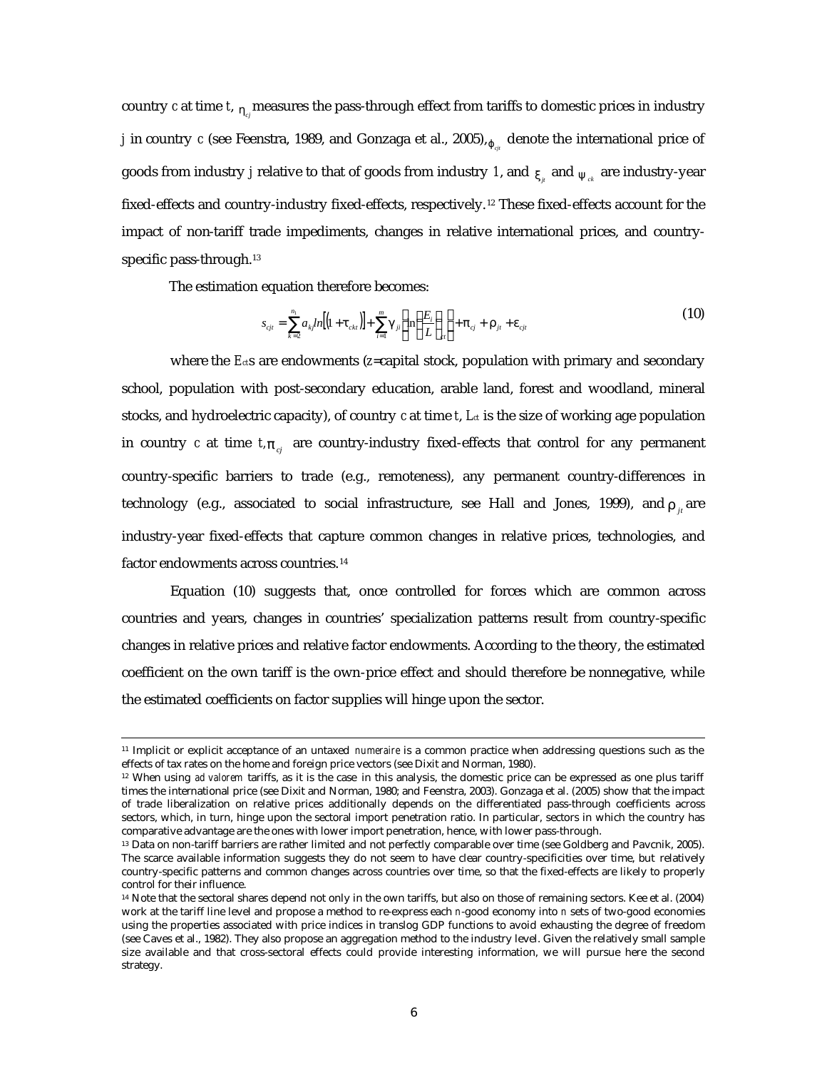country $c$ at time $t$, $\eta_{cj}$ measures the pass-through effect from tariffs to domestic prices in industry $j$ in country $c$ (see Feenstra, 1989, and Gonzaga et al., 2005), $\varphi_{cjt}$ denote the international price of goods from industry $j$ relative to that of goods from industry $1$, and $\xi_{jt}$ and $\psi_{ck}$ are industry-year fixed-effects and country-industry fixed-effects, respectively.[12] These fixed-effects account for the impact of non-tariff trade impediments, changes in relative international prices, and country-specific pass-through.[13]

The estimation equation therefore becomes:

$$s_{cjt} = \sum_{k=2}^{n_1} a_{kj} ln\left[\left(1+\tau_{ckt}\right)\right] + \sum_{i=1}^{m} \gamma_{ji} \left[\ln\left(\frac{E_i}{L}\right)_{ct}\right] + \pi_{cj} + \rho_{jt} + \varepsilon_{cjt} \tag{10}$$

where the $E_{ct}$s are endowments ($z$=capital stock, population with primary and secondary school, population with post-secondary education, arable land, forest and woodland, mineral stocks, and hydroelectric capacity), of country $c$ at time $t$, $L_{ct}$ is the size of working age population in country $c$ at time $t$, $\pi_{cj}$ are country-industry fixed-effects that control for any permanent country-specific barriers to trade (e.g., remoteness), any permanent country-differences in technology (e.g., associated to social infrastructure, see Hall and Jones, 1999), and $\rho_{jt}$ are industry-year fixed-effects that capture common changes in relative prices, technologies, and factor endowments across countries.[14]

Equation (10) suggests that, once controlled for forces which are common across countries and years, changes in countries' specialization patterns result from country-specific changes in relative prices and relative factor endowments. According to the theory, the estimated coefficient on the own tariff is the own-price effect and should therefore be nonnegative, while the estimated coefficients on factor supplies will hinge upon the sector.

---

[11] Implicit or explicit acceptance of an untaxed *numeraire* is a common practice when addressing questions such as the effects of tax rates on the home and foreign price vectors (see Dixit and Norman, 1980).

[12] When using *ad valorem* tariffs, as it is the case in this analysis, the domestic price can be expressed as one plus tariff times the international price (see Dixit and Norman, 1980; and Feenstra, 2003). Gonzaga et al. (2005) show that the impact of trade liberalization on relative prices additionally depends on the differentiated pass-through coefficients across sectors, which, in turn, hinge upon the sectoral import penetration ratio. In particular, sectors in which the country has comparative advantage are the ones with lower import penetration, hence, with lower pass-through.

[13] Data on non-tariff barriers are rather limited and not perfectly comparable over time (see Goldberg and Pavcnik, 2005). The scarce available information suggests they do not seem to have clear country-specificities over time, but relatively country-specific patterns and common changes across countries over time, so that the fixed-effects are likely to properly control for their influence.

[14] Note that the sectoral shares depend not only in the own tariffs, but also on those of remaining sectors. Kee et al. (2004) work at the tariff line level and propose a method to re-express each $n$-good economy into $n$ sets of two-good economies using the properties associated with price indices in translog GDP functions to avoid exhausting the degree of freedom (see Caves et al., 1982). They also propose an aggregation method to the industry level. Given the relatively small sample size available and that cross-sectoral effects could provide interesting information, we will pursue here the second strategy.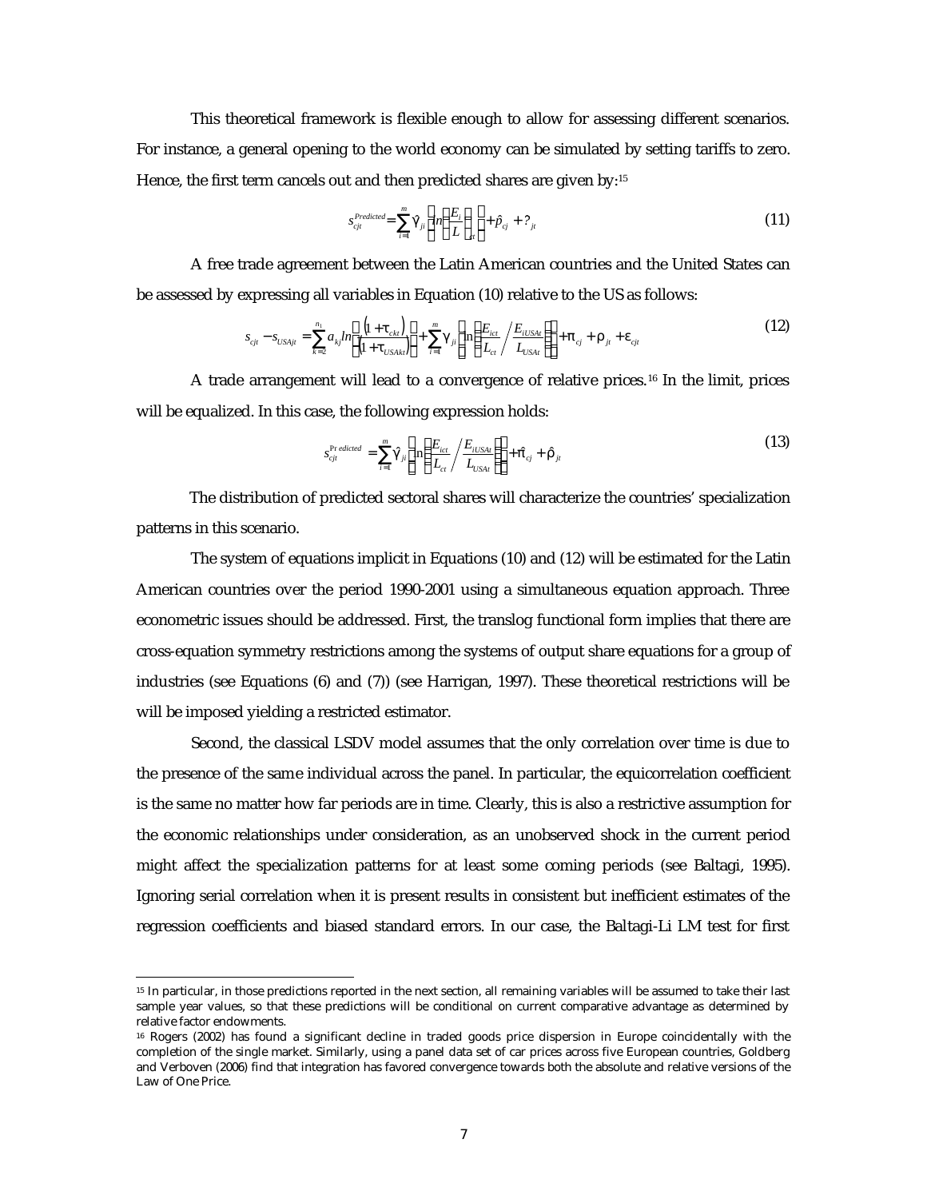This theoretical framework is flexible enough to allow for assessing different scenarios. For instance, a general opening to the world economy can be simulated by setting tariffs to zero. Hence, the first term cancels out and then predicted shares are given by:[15]

$$s_{cjt}^{Predicted} = \sum_{i=1}^{m} \hat{\gamma}_{ji} \left[ ln \left( \frac{E_i}{L} \right)_{ct} \right] + \hat{p}_{cj} + ?_{jt} \tag{11}$$

A free trade agreement between the Latin American countries and the United States can be assessed by expressing all variables in Equation (10) relative to the US as follows:

$$s_{cjt} - s_{USAjt} = \sum_{k=2}^{n_1} a_{kj} ln \left[ \frac{(1+\tau_{ckt})}{(1+\tau_{USAkt})} \right] + \sum_{i=1}^{m} \gamma_{ji} \left[ ln \left( \frac{E_{ict}}{L_{ct}} \middle/ \frac{E_{iUSAt}}{L_{USAt}} \right) \right] + \pi_{cj} + \rho_{jt} + \varepsilon_{cjt} \tag{12}$$

A trade arrangement will lead to a convergence of relative prices.[16] In the limit, prices will be equalized. In this case, the following expression holds:

$$s_{cjt}^{Predicted} = \sum_{i=1}^{m} \hat{\gamma}_{ji} \left[ ln \left( \frac{E_{ict}}{L_{ct}} \middle/ \frac{E_{iUSAt}}{L_{USAt}} \right) \right] + \hat{\pi}_{cj} + \hat{\rho}_{jt} \tag{13}$$

The distribution of predicted sectoral shares will characterize the countries' specialization patterns in this scenario.

The system of equations implicit in Equations (10) and (12) will be estimated for the Latin American countries over the period 1990-2001 using a simultaneous equation approach. Three econometric issues should be addressed. First, the translog functional form implies that there are cross-equation symmetry restrictions among the systems of output share equations for a group of industries (see Equations (6) and (7)) (see Harrigan, 1997). These theoretical restrictions will be will be imposed yielding a restricted estimator.

Second, the classical LSDV model assumes that the only correlation over time is due to the presence of the same individual across the panel. In particular, the equicorrelation coefficient is the same no matter how far periods are in time. Clearly, this is also a restrictive assumption for the economic relationships under consideration, as an unobserved shock in the current period might affect the specialization patterns for at least some coming periods (see Baltagi, 1995). Ignoring serial correlation when it is present results in consistent but inefficient estimates of the regression coefficients and biased standard errors. In our case, the Baltagi-Li LM test for first

---

[15] In particular, in those predictions reported in the next section, all remaining variables will be assumed to take their last sample year values, so that these predictions will be conditional on current comparative advantage as determined by relative factor endowments.

[16] Rogers (2002) has found a significant decline in traded goods price dispersion in Europe coincidentally with the completion of the single market. Similarly, using a panel data set of car prices across five European countries, Goldberg and Verboven (2006) find that integration has favored convergence towards both the absolute and relative versions of the Law of One Price.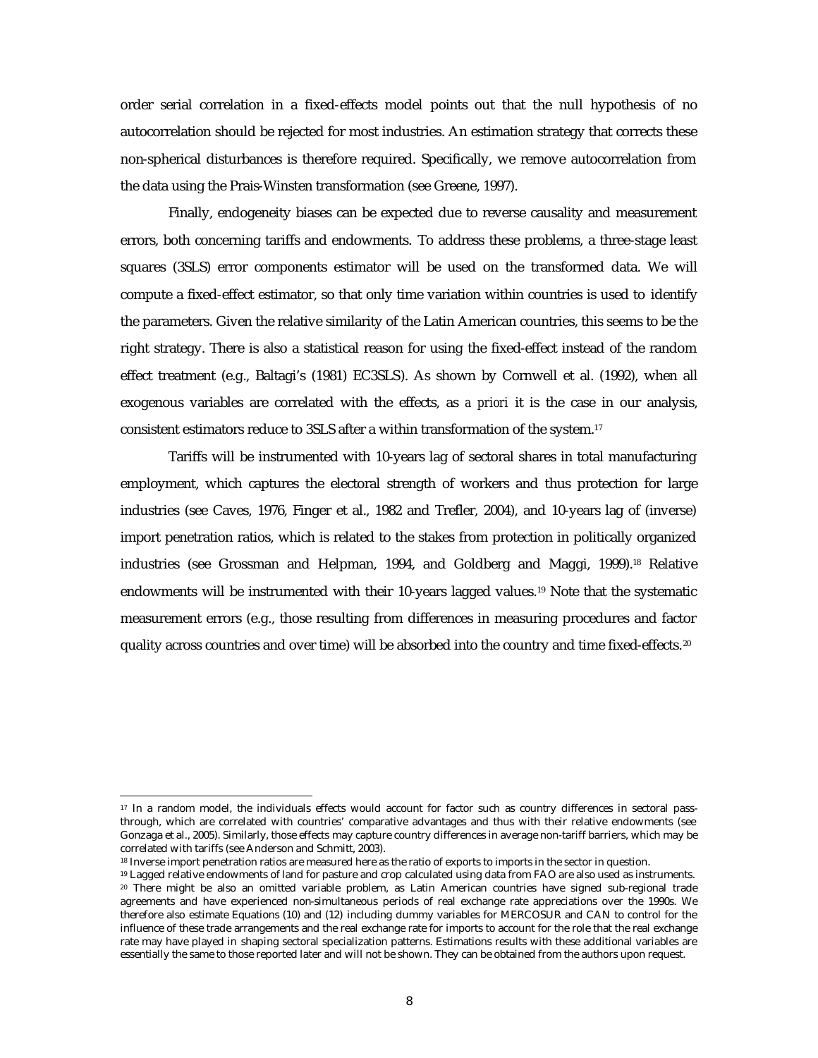order serial correlation in a fixed-effects model points out that the null hypothesis of no autocorrelation should be rejected for most industries. An estimation strategy that corrects these non-spherical disturbances is therefore required. Specifically, we remove autocorrelation from the data using the Prais-Winsten transformation (see Greene, 1997).

Finally, endogeneity biases can be expected due to reverse causality and measurement errors, both concerning tariffs and endowments. To address these problems, a three-stage least squares (3SLS) error components estimator will be used on the transformed data. We will compute a fixed-effect estimator, so that only time variation within countries is used to identify the parameters. Given the relative similarity of the Latin American countries, this seems to be the right strategy. There is also a statistical reason for using the fixed-effect instead of the random effect treatment (e.g., Baltagi's (1981) EC3SLS). As shown by Cornwell et al. (1992), when all exogenous variables are correlated with the effects, as *a priori* it is the case in our analysis, consistent estimators reduce to 3SLS after a within transformation of the system.[17]

Tariffs will be instrumented with 10-years lag of sectoral shares in total manufacturing employment, which captures the electoral strength of workers and thus protection for large industries (see Caves, 1976, Finger et al., 1982 and Trefler, 2004), and 10-years lag of (inverse) import penetration ratios, which is related to the stakes from protection in politically organized industries (see Grossman and Helpman, 1994, and Goldberg and Maggi, 1999).[18] Relative endowments will be instrumented with their 10-years lagged values.[19] Note that the systematic measurement errors (e.g., those resulting from differences in measuring procedures and factor quality across countries and over time) will be absorbed into the country and time fixed-effects.[20]

---

[17] In a random model, the individuals effects would account for factor such as country differences in sectoral pass-through, which are correlated with countries' comparative advantages and thus with their relative endowments (see Gonzaga et al., 2005). Similarly, those effects may capture country differences in average non-tariff barriers, which may be correlated with tariffs (see Anderson and Schmitt, 2003).

[18] Inverse import penetration ratios are measured here as the ratio of exports to imports in the sector in question.

[19] Lagged relative endowments of land for pasture and crop calculated using data from FAO are also used as instruments.

[20] There might be also an omitted variable problem, as Latin American countries have signed sub-regional trade agreements and have experienced non-simultaneous periods of real exchange rate appreciations over the 1990s. We therefore also estimate Equations (10) and (12) including dummy variables for MERCOSUR and CAN to control for the influence of these trade arrangements and the real exchange rate for imports to account for the role that the real exchange rate may have played in shaping sectoral specialization patterns. Estimations results with these additional variables are essentially the same to those reported later and will not be shown. They can be obtained from the authors upon request.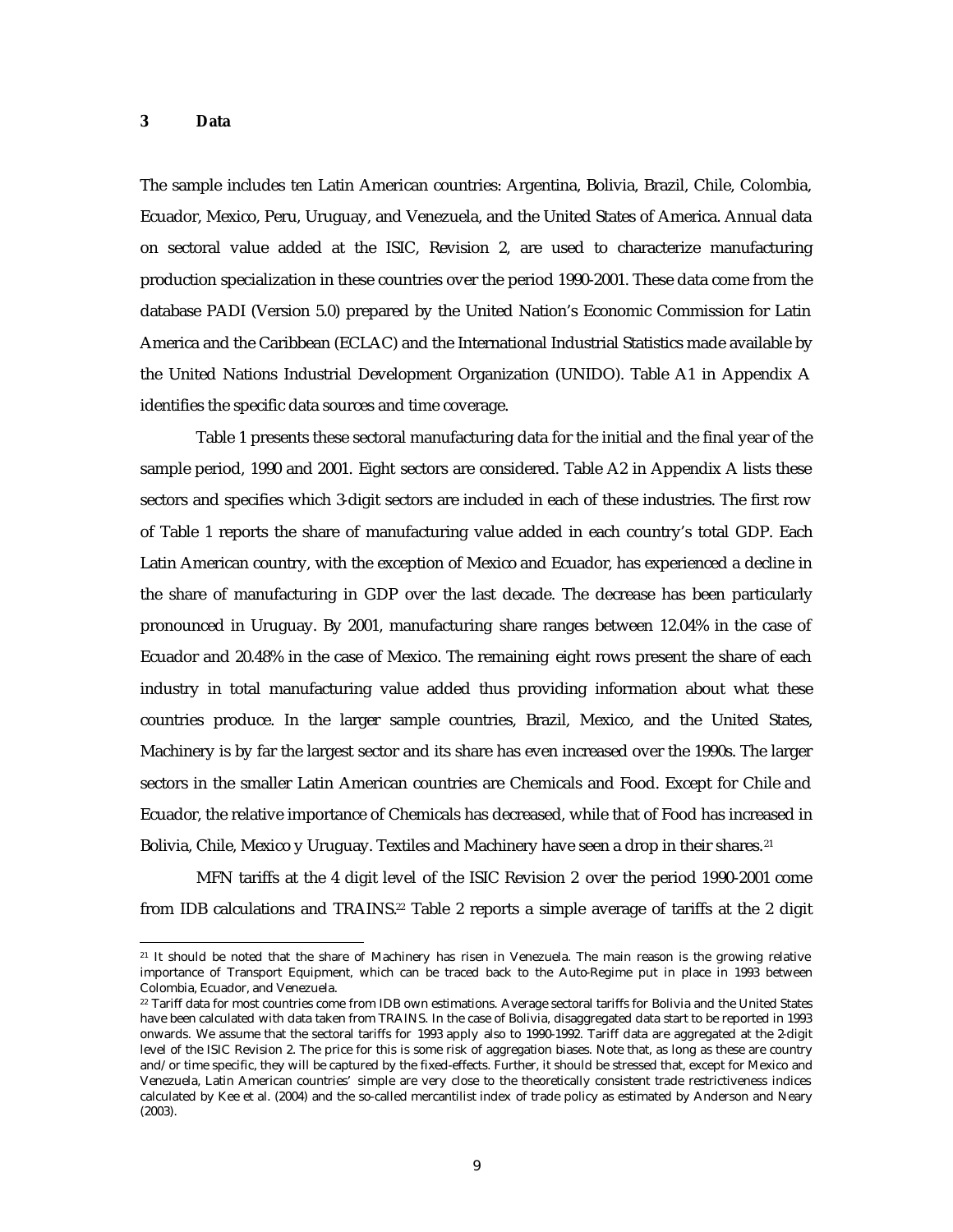## 3 Data

The sample includes ten Latin American countries: Argentina, Bolivia, Brazil, Chile, Colombia, Ecuador, Mexico, Peru, Uruguay, and Venezuela, and the United States of America. Annual data on sectoral value added at the ISIC, Revision 2, are used to characterize manufacturing production specialization in these countries over the period 1990-2001. These data come from the database PADI (Version 5.0) prepared by the United Nation's Economic Commission for Latin America and the Caribbean (ECLAC) and the International Industrial Statistics made available by the United Nations Industrial Development Organization (UNIDO). Table A1 in Appendix A identifies the specific data sources and time coverage.

Table 1 presents these sectoral manufacturing data for the initial and the final year of the sample period, 1990 and 2001. Eight sectors are considered. Table A2 in Appendix A lists these sectors and specifies which 3-digit sectors are included in each of these industries. The first row of Table 1 reports the share of manufacturing value added in each country's total GDP. Each Latin American country, with the exception of Mexico and Ecuador, has experienced a decline in the share of manufacturing in GDP over the last decade. The decrease has been particularly pronounced in Uruguay. By 2001, manufacturing share ranges between 12.04% in the case of Ecuador and 20.48% in the case of Mexico. The remaining eight rows present the share of each industry in total manufacturing value added thus providing information about what these countries produce. In the larger sample countries, Brazil, Mexico, and the United States, Machinery is by far the largest sector and its share has even increased over the 1990s. The larger sectors in the smaller Latin American countries are Chemicals and Food. Except for Chile and Ecuador, the relative importance of Chemicals has decreased, while that of Food has increased in Bolivia, Chile, Mexico y Uruguay. Textiles and Machinery have seen a drop in their shares.[21]

MFN tariffs at the 4 digit level of the ISIC Revision 2 over the period 1990-2001 come from IDB calculations and TRAINS.[22] Table 2 reports a simple average of tariffs at the 2 digit

---

[21] It should be noted that the share of Machinery has risen in Venezuela. The main reason is the growing relative importance of Transport Equipment, which can be traced back to the Auto-Regime put in place in 1993 between Colombia, Ecuador, and Venezuela.

[22] Tariff data for most countries come from IDB own estimations. Average sectoral tariffs for Bolivia and the United States have been calculated with data taken from TRAINS. In the case of Bolivia, disaggregated data start to be reported in 1993 onwards. We assume that the sectoral tariffs for 1993 apply also to 1990-1992. Tariff data are aggregated at the 2-digit level of the ISIC Revision 2. The price for this is some risk of aggregation biases. Note that, as long as these are country and/or time specific, they will be captured by the fixed-effects. Further, it should be stressed that, except for Mexico and Venezuela, Latin American countries' simple are very close to the theoretically consistent trade restrictiveness indices calculated by Kee et al. (2004) and the so-called mercantilist index of trade policy as estimated by Anderson and Neary (2003).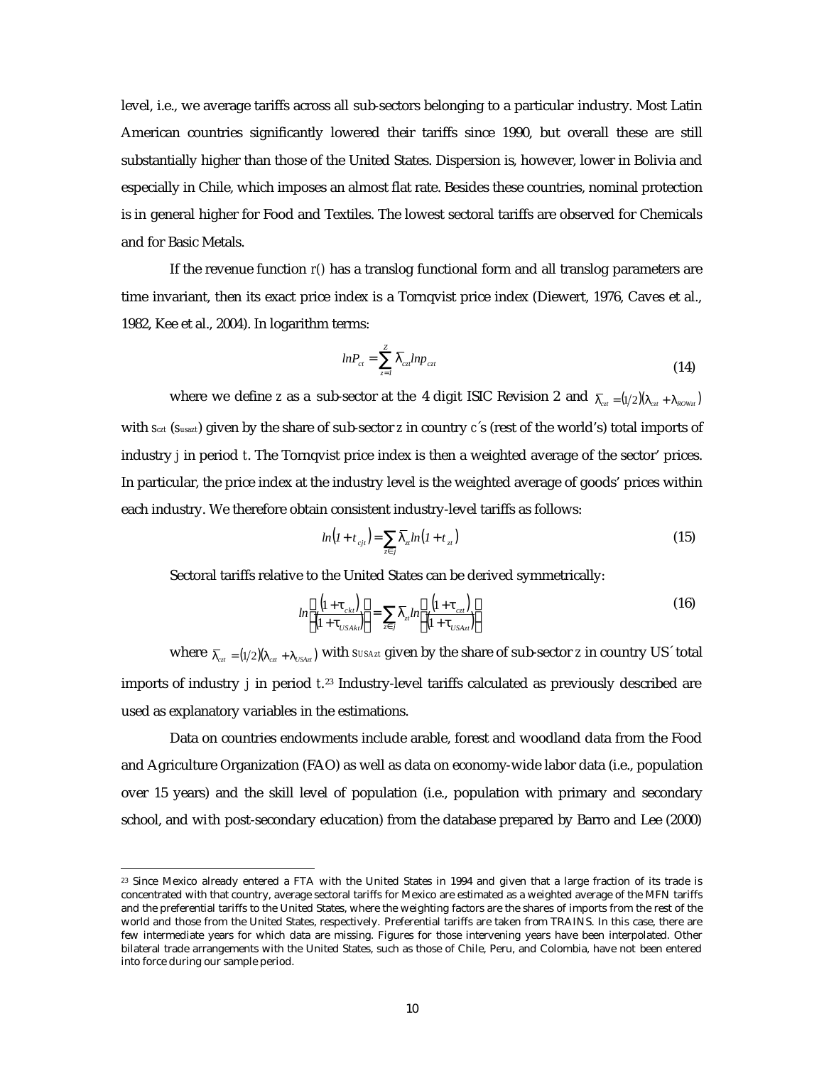level, i.e., we average tariffs across all sub-sectors belonging to a particular industry. Most Latin American countries significantly lowered their tariffs since 1990, but overall these are still substantially higher than those of the United States. Dispersion is, however, lower in Bolivia and especially in Chile, which imposes an almost flat rate. Besides these countries, nominal protection is in general higher for Food and Textiles. The lowest sectoral tariffs are observed for Chemicals and for Basic Metals.

If the revenue function $r()$ has a translog functional form and all translog parameters are time invariant, then its exact price index is a Tornqvist price index (Diewert, 1976, Caves et al., 1982, Kee et al., 2004). In logarithm terms:

$$lnP_{ct} = \sum_{z=1}^{Z} \bar{\lambda}_{czt} lnp_{czt} \tag{14}$$

where we define $z$ as a sub-sector at the 4 digit ISIC Revision 2 and $\bar{\lambda}_{czt} = (1/2)(\lambda_{czt} + \lambda_{ROWzt})$ with $s_{czt}$ ($s_{usazt}$) given by the share of sub-sector $z$ in country $c$´s (rest of the world's) total imports of industry $j$ in period $t$. The Tornqvist price index is then a weighted average of the sector' prices. In particular, the price index at the industry level is the weighted average of goods' prices within each industry. We therefore obtain consistent industry-level tariffs as follows:

$$ln(1 + t_{cjt}) = \sum_{z \in j} \bar{\lambda}_{zt} ln(1 + t_{zt}) \tag{15}$$

Sectoral tariffs relative to the United States can be derived symmetrically:

$$ln\left(\frac{(1 + \tau_{ckt})}{(1 + \tau_{USAkt})}\right) = \sum_{z \in j} \bar{\lambda}_{zt} ln\left(\frac{(1 + \tau_{czt})}{(1 + \tau_{USAzt})}\right) \tag{16}$$

where $\bar{\lambda}_{czt} = (1/2)(\lambda_{czt} + \lambda_{USAzt})$ with $s_{USAzt}$ given by the share of sub-sector $z$ in country US´ total imports of industry $j$ in period $t$.[23] Industry-level tariffs calculated as previously described are used as explanatory variables in the estimations.

Data on countries endowments include arable, forest and woodland data from the Food and Agriculture Organization (FAO) as well as data on economy-wide labor data (i.e., population over 15 years) and the skill level of population (i.e., population with primary and secondary school, and with post-secondary education) from the database prepared by Barro and Lee (2000)

---

[23] Since Mexico already entered a FTA with the United States in 1994 and given that a large fraction of its trade is concentrated with that country, average sectoral tariffs for Mexico are estimated as a weighted average of the MFN tariffs and the preferential tariffs to the United States, where the weighting factors are the shares of imports from the rest of the world and those from the United States, respectively. Preferential tariffs are taken from TRAINS. In this case, there are few intermediate years for which data are missing. Figures for those intervening years have been interpolated. Other bilateral trade arrangements with the United States, such as those of Chile, Peru, and Colombia, have not been entered into force during our sample period.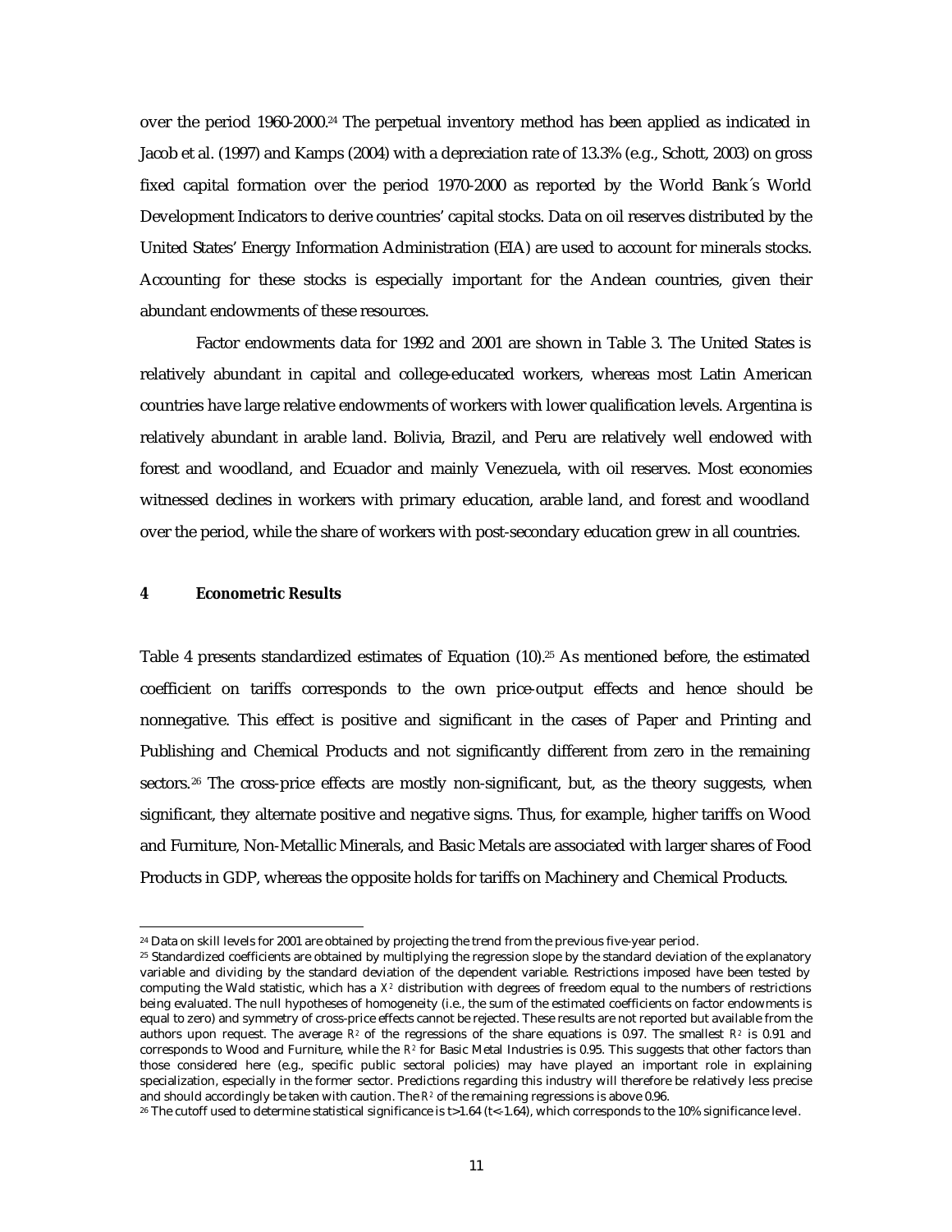over the period 1960-2000.[24] The perpetual inventory method has been applied as indicated in Jacob et al. (1997) and Kamps (2004) with a depreciation rate of 13.3% (e.g., Schott, 2003) on gross fixed capital formation over the period 1970-2000 as reported by the World Bank´s World Development Indicators to derive countries' capital stocks. Data on oil reserves distributed by the United States' Energy Information Administration (EIA) are used to account for minerals stocks. Accounting for these stocks is especially important for the Andean countries, given their abundant endowments of these resources.

Factor endowments data for 1992 and 2001 are shown in Table 3. The United States is relatively abundant in capital and college-educated workers, whereas most Latin American countries have large relative endowments of workers with lower qualification levels. Argentina is relatively abundant in arable land. Bolivia, Brazil, and Peru are relatively well endowed with forest and woodland, and Ecuador and mainly Venezuela, with oil reserves. Most economies witnessed declines in workers with primary education, arable land, and forest and woodland over the period, while the share of workers with post-secondary education grew in all countries.

## 4 Econometric Results

Table 4 presents standardized estimates of Equation (10).[25] As mentioned before, the estimated coefficient on tariffs corresponds to the own price-output effects and hence should be nonnegative. This effect is positive and significant in the cases of Paper and Printing and Publishing and Chemical Products and not significantly different from zero in the remaining sectors.[26] The cross-price effects are mostly non-significant, but, as the theory suggests, when significant, they alternate positive and negative signs. Thus, for example, higher tariffs on Wood and Furniture, Non-Metallic Minerals, and Basic Metals are associated with larger shares of Food Products in GDP, whereas the opposite holds for tariffs on Machinery and Chemical Products.

---

[24] Data on skill levels for 2001 are obtained by projecting the trend from the previous five-year period.

[25] Standardized coefficients are obtained by multiplying the regression slope by the standard deviation of the explanatory variable and dividing by the standard deviation of the dependent variable. Restrictions imposed have been tested by computing the Wald statistic, which has a $X^2$ distribution with degrees of freedom equal to the numbers of restrictions being evaluated. The null hypotheses of homogeneity (i.e., the sum of the estimated coefficients on factor endowments is equal to zero) and symmetry of cross-price effects cannot be rejected. These results are not reported but available from the authors upon request. The average $R^2$ of the regressions of the share equations is 0.97. The smallest $R^2$ is 0.91 and corresponds to Wood and Furniture, while the $R^2$ for Basic Metal Industries is 0.95. This suggests that other factors than those considered here (e.g., specific public sectoral policies) may have played an important role in explaining specialization, especially in the former sector. Predictions regarding this industry will therefore be relatively less precise and should accordingly be taken with caution. The $R^2$ of the remaining regressions is above 0.96.

[26] The cutoff used to determine statistical significance is $t>1.64$ ($t<-1.64$), which corresponds to the 10% significance level.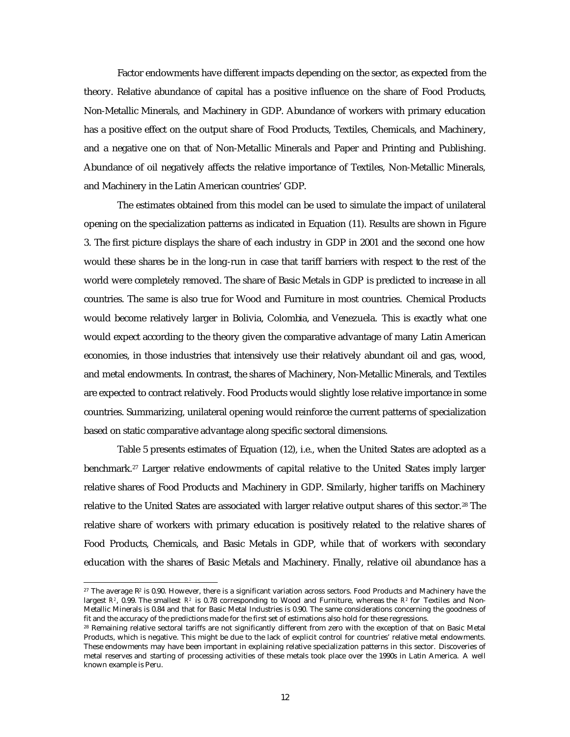Factor endowments have different impacts depending on the sector, as expected from the theory. Relative abundance of capital has a positive influence on the share of Food Products, Non-Metallic Minerals, and Machinery in GDP. Abundance of workers with primary education has a positive effect on the output share of Food Products, Textiles, Chemicals, and Machinery, and a negative one on that of Non-Metallic Minerals and Paper and Printing and Publishing. Abundance of oil negatively affects the relative importance of Textiles, Non-Metallic Minerals, and Machinery in the Latin American countries' GDP.

The estimates obtained from this model can be used to simulate the impact of unilateral opening on the specialization patterns as indicated in Equation (11). Results are shown in Figure 3. The first picture displays the share of each industry in GDP in 2001 and the second one how would these shares be in the long-run in case that tariff barriers with respect to the rest of the world were completely removed. The share of Basic Metals in GDP is predicted to increase in all countries. The same is also true for Wood and Furniture in most countries. Chemical Products would become relatively larger in Bolivia, Colombia, and Venezuela. This is exactly what one would expect according to the theory given the comparative advantage of many Latin American economies, in those industries that intensively use their relatively abundant oil and gas, wood, and metal endowments. In contrast, the shares of Machinery, Non-Metallic Minerals, and Textiles are expected to contract relatively. Food Products would slightly lose relative importance in some countries. Summarizing, unilateral opening would reinforce the current patterns of specialization based on static comparative advantage along specific sectoral dimensions.

Table 5 presents estimates of Equation (12), i.e., when the United States are adopted as a benchmark.[27] Larger relative endowments of capital relative to the United States imply larger relative shares of Food Products and Machinery in GDP. Similarly, higher tariffs on Machinery relative to the United States are associated with larger relative output shares of this sector.[28] The relative share of workers with primary education is positively related to the relative shares of Food Products, Chemicals, and Basic Metals in GDP, while that of workers with secondary education with the shares of Basic Metals and Machinery. Finally, relative oil abundance has a

---

[27] The average $R^2$ is 0.90. However, there is a significant variation across sectors. Food Products and Machinery have the largest $R^2$, 0.99. The smallest $R^2$ is 0.78 corresponding to Wood and Furniture, whereas the $R^2$ for Textiles and Non-Metallic Minerals is 0.84 and that for Basic Metal Industries is 0.90. The same considerations concerning the goodness of fit and the accuracy of the predictions made for the first set of estimations also hold for these regressions.

[28] Remaining relative sectoral tariffs are not significantly different from zero with the exception of that on Basic Metal Products, which is negative. This might be due to the lack of explicit control for countries' relative metal endowments. These endowments may have been important in explaining relative specialization patterns in this sector. Discoveries of metal reserves and starting of processing activities of these metals took place over the 1990s in Latin America. A well known example is Peru.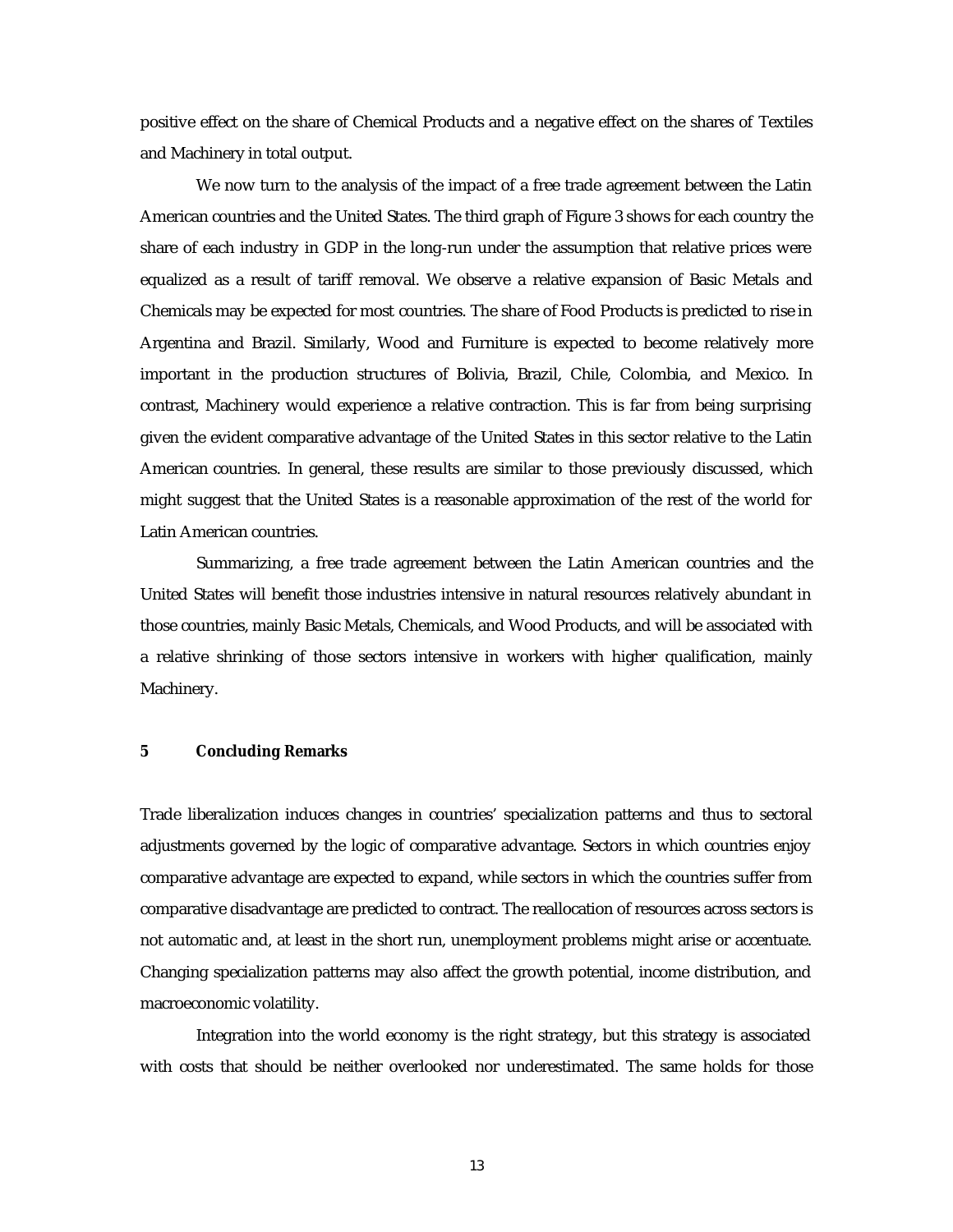positive effect on the share of Chemical Products and a negative effect on the shares of Textiles and Machinery in total output.

We now turn to the analysis of the impact of a free trade agreement between the Latin American countries and the United States. The third graph of Figure 3 shows for each country the share of each industry in GDP in the long-run under the assumption that relative prices were equalized as a result of tariff removal. We observe a relative expansion of Basic Metals and Chemicals may be expected for most countries. The share of Food Products is predicted to rise in Argentina and Brazil. Similarly, Wood and Furniture is expected to become relatively more important in the production structures of Bolivia, Brazil, Chile, Colombia, and Mexico. In contrast, Machinery would experience a relative contraction. This is far from being surprising given the evident comparative advantage of the United States in this sector relative to the Latin American countries. In general, these results are similar to those previously discussed, which might suggest that the United States is a reasonable approximation of the rest of the world for Latin American countries.

Summarizing, a free trade agreement between the Latin American countries and the United States will benefit those industries intensive in natural resources relatively abundant in those countries, mainly Basic Metals, Chemicals, and Wood Products, and will be associated with a relative shrinking of those sectors intensive in workers with higher qualification, mainly Machinery.

## 5 Concluding Remarks

Trade liberalization induces changes in countries' specialization patterns and thus to sectoral adjustments governed by the logic of comparative advantage. Sectors in which countries enjoy comparative advantage are expected to expand, while sectors in which the countries suffer from comparative disadvantage are predicted to contract. The reallocation of resources across sectors is not automatic and, at least in the short run, unemployment problems might arise or accentuate. Changing specialization patterns may also affect the growth potential, income distribution, and macroeconomic volatility.

Integration into the world economy is the right strategy, but this strategy is associated with costs that should be neither overlooked nor underestimated. The same holds for those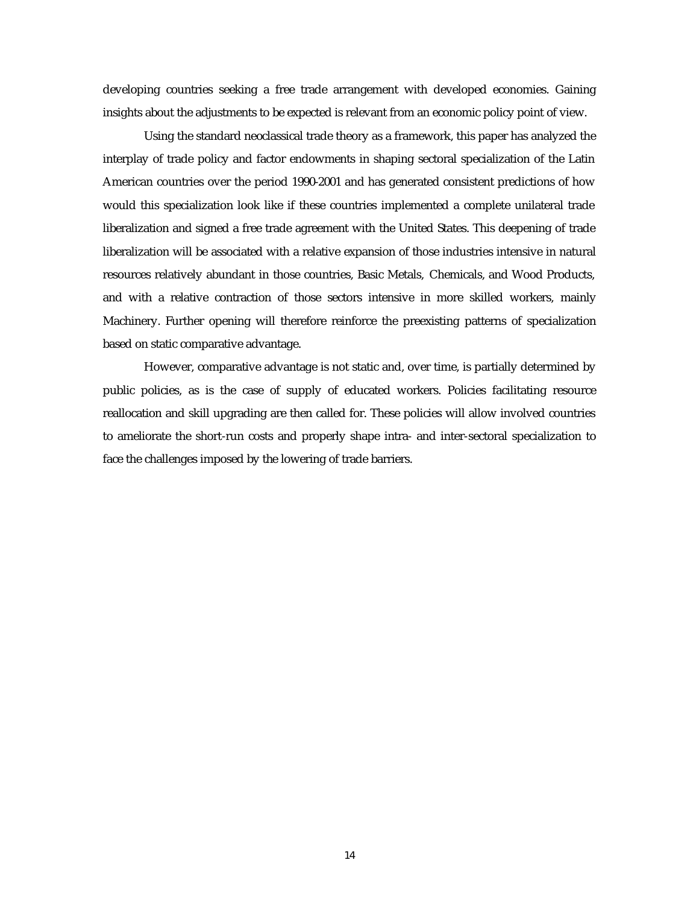developing countries seeking a free trade arrangement with developed economies. Gaining insights about the adjustments to be expected is relevant from an economic policy point of view.

Using the standard neoclassical trade theory as a framework, this paper has analyzed the interplay of trade policy and factor endowments in shaping sectoral specialization of the Latin American countries over the period 1990-2001 and has generated consistent predictions of how would this specialization look like if these countries implemented a complete unilateral trade liberalization and signed a free trade agreement with the United States. This deepening of trade liberalization will be associated with a relative expansion of those industries intensive in natural resources relatively abundant in those countries, Basic Metals, Chemicals, and Wood Products, and with a relative contraction of those sectors intensive in more skilled workers, mainly Machinery. Further opening will therefore reinforce the preexisting patterns of specialization based on static comparative advantage.

However, comparative advantage is not static and, over time, is partially determined by public policies, as is the case of supply of educated workers. Policies facilitating resource reallocation and skill upgrading are then called for. These policies will allow involved countries to ameliorate the short-run costs and properly shape intra- and inter-sectoral specialization to face the challenges imposed by the lowering of trade barriers.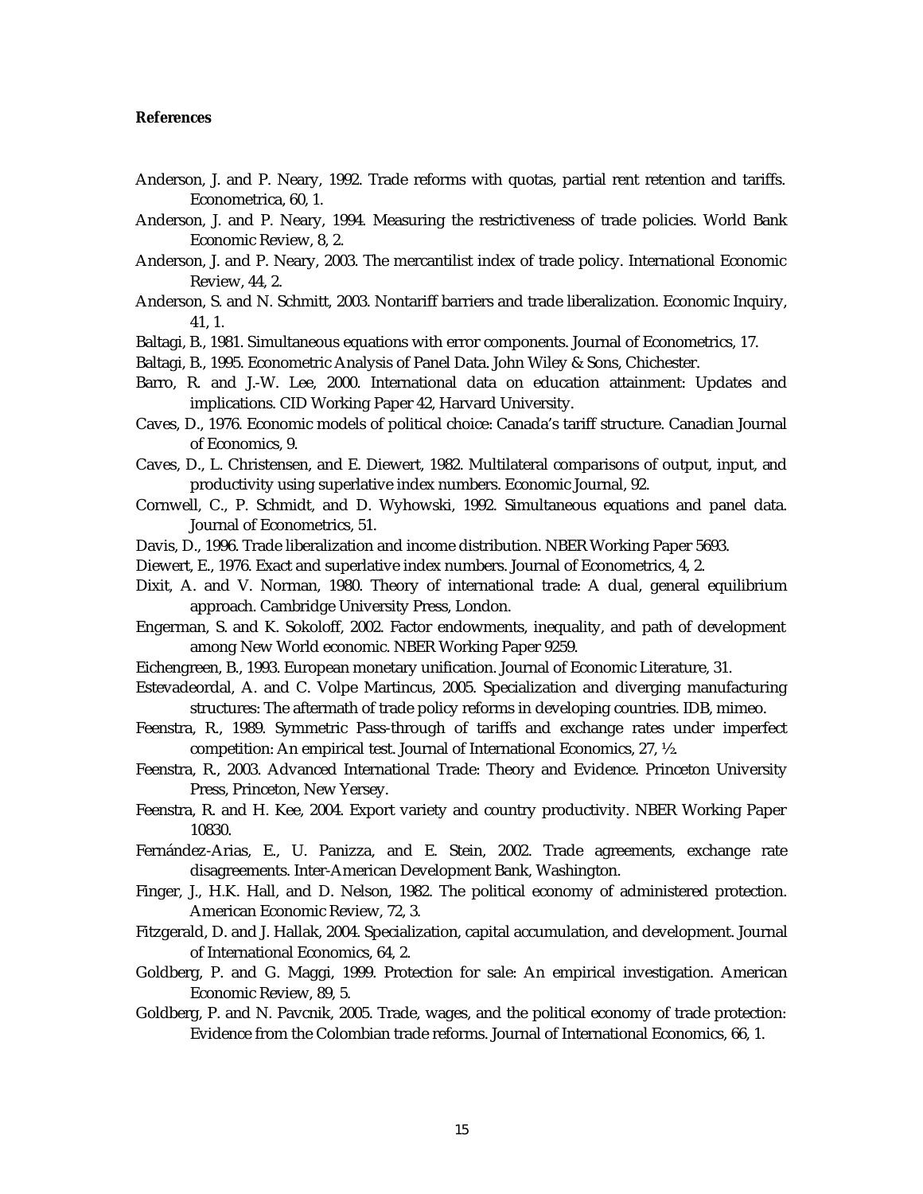**References**

Anderson, J. and P. Neary, 1992. Trade reforms with quotas, partial rent retention and tariffs. Econometrica, 60, 1.

Anderson, J. and P. Neary, 1994. Measuring the restrictiveness of trade policies. World Bank Economic Review, 8, 2.

Anderson, J. and P. Neary, 2003. The mercantilist index of trade policy. International Economic Review, 44, 2.

Anderson, S. and N. Schmitt, 2003. Nontariff barriers and trade liberalization. Economic Inquiry, 41, 1.

Baltagi, B., 1981. Simultaneous equations with error components. Journal of Econometrics, 17.

Baltagi, B., 1995. Econometric Analysis of Panel Data. John Wiley & Sons, Chichester.

Barro, R. and J.-W. Lee, 2000. International data on education attainment: Updates and implications. CID Working Paper 42, Harvard University.

Caves, D., 1976. Economic models of political choice: Canada's tariff structure. Canadian Journal of Economics, 9.

Caves, D., L. Christensen, and E. Diewert, 1982. Multilateral comparisons of output, input, and productivity using superlative index numbers. Economic Journal, 92.

Cornwell, C., P. Schmidt, and D. Wyhowski, 1992. Simultaneous equations and panel data. Journal of Econometrics, 51.

Davis, D., 1996. Trade liberalization and income distribution. NBER Working Paper 5693.

Diewert, E., 1976. Exact and superlative index numbers. Journal of Econometrics, 4, 2.

Dixit, A. and V. Norman, 1980. Theory of international trade: A dual, general equilibrium approach. Cambridge University Press, London.

Engerman, S. and K. Sokoloff, 2002. Factor endowments, inequality, and path of development among New World economic. NBER Working Paper 9259.

Eichengreen, B., 1993. European monetary unification. Journal of Economic Literature, 31.

Estevadeordal, A. and C. Volpe Martincus, 2005. Specialization and diverging manufacturing structures: The aftermath of trade policy reforms in developing countries. IDB, mimeo.

Feenstra, R., 1989. Symmetric Pass-through of tariffs and exchange rates under imperfect competition: An empirical test. Journal of International Economics, 27, ½.

Feenstra, R., 2003. Advanced International Trade: Theory and Evidence. Princeton University Press, Princeton, New Yersey.

Feenstra, R. and H. Kee, 2004. Export variety and country productivity. NBER Working Paper 10830.

Fernández-Arias, E., U. Panizza, and E. Stein, 2002. Trade agreements, exchange rate disagreements. Inter-American Development Bank, Washington.

Finger, J., H.K. Hall, and D. Nelson, 1982. The political economy of administered protection. American Economic Review, 72, 3.

Fitzgerald, D. and J. Hallak, 2004. Specialization, capital accumulation, and development. Journal of International Economics, 64, 2.

Goldberg, P. and G. Maggi, 1999. Protection for sale: An empirical investigation. American Economic Review, 89, 5.

Goldberg, P. and N. Pavcnik, 2005. Trade, wages, and the political economy of trade protection: Evidence from the Colombian trade reforms. Journal of International Economics, 66, 1.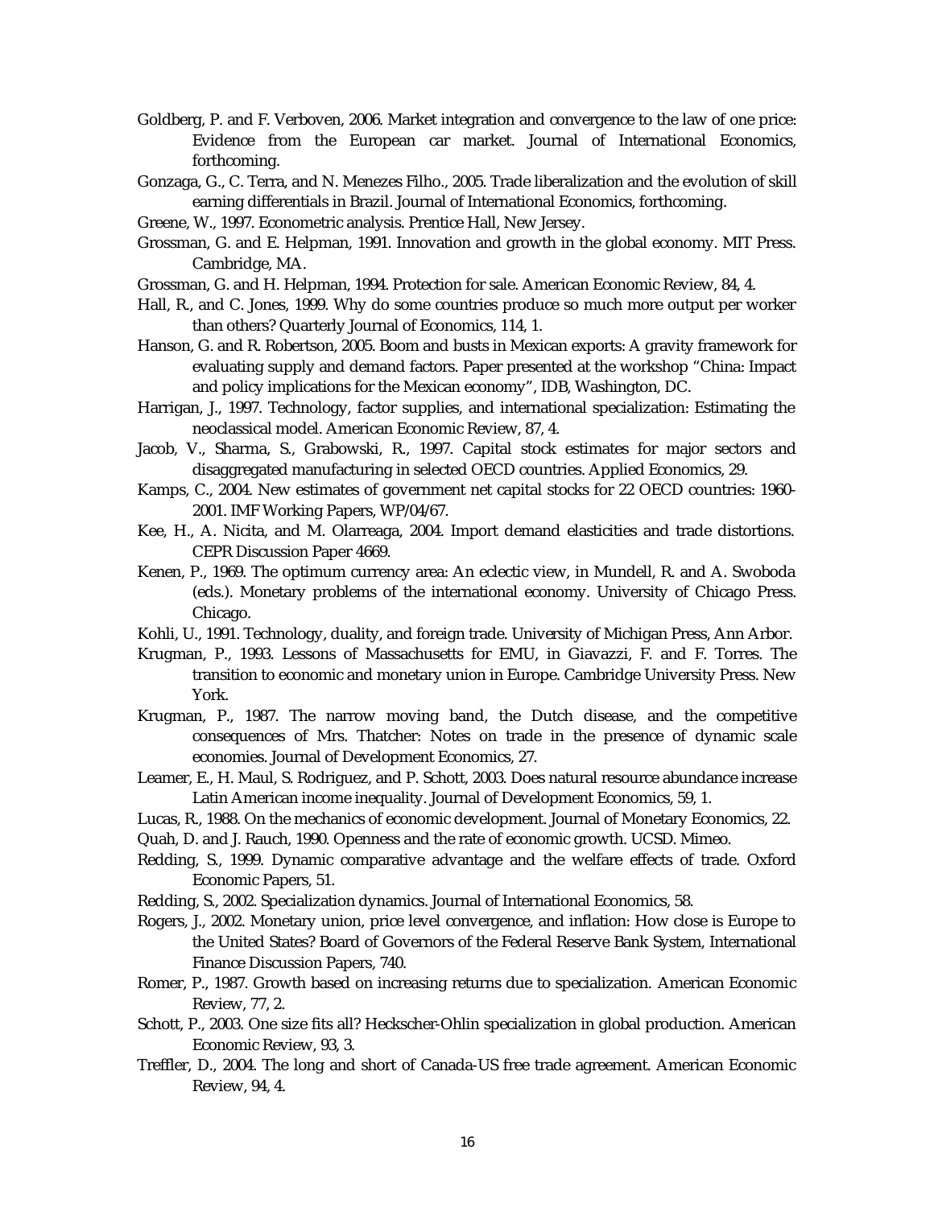Goldberg, P. and F. Verboven, 2006. Market integration and convergence to the law of one price: Evidence from the European car market. Journal of International Economics, forthcoming.

Gonzaga, G., C. Terra, and N. Menezes Filho., 2005. Trade liberalization and the evolution of skill earning differentials in Brazil. Journal of International Economics, forthcoming.

Greene, W., 1997. Econometric analysis. Prentice Hall, New Jersey.

Grossman, G. and E. Helpman, 1991. Innovation and growth in the global economy. MIT Press. Cambridge, MA.

Grossman, G. and H. Helpman, 1994. Protection for sale. American Economic Review, 84, 4.

Hall, R., and C. Jones, 1999. Why do some countries produce so much more output per worker than others? Quarterly Journal of Economics, 114, 1.

Hanson, G. and R. Robertson, 2005. Boom and busts in Mexican exports: A gravity framework for evaluating supply and demand factors. Paper presented at the workshop "China: Impact and policy implications for the Mexican economy", IDB, Washington, DC.

Harrigan, J., 1997. Technology, factor supplies, and international specialization: Estimating the neoclassical model. American Economic Review, 87, 4.

Jacob, V., Sharma, S., Grabowski, R., 1997. Capital stock estimates for major sectors and disaggregated manufacturing in selected OECD countries. Applied Economics, 29.

Kamps, C., 2004. New estimates of government net capital stocks for 22 OECD countries: 1960-2001. IMF Working Papers, WP/04/67.

Kee, H., A. Nicita, and M. Olarreaga, 2004. Import demand elasticities and trade distortions. CEPR Discussion Paper 4669.

Kenen, P., 1969. The optimum currency area: An eclectic view, in Mundell, R. and A. Swoboda (eds.). Monetary problems of the international economy. University of Chicago Press. Chicago.

Kohli, U., 1991. Technology, duality, and foreign trade. University of Michigan Press, Ann Arbor.

Krugman, P., 1993. Lessons of Massachusetts for EMU, in Giavazzi, F. and F. Torres. The transition to economic and monetary union in Europe. Cambridge University Press. New York.

Krugman, P., 1987. The narrow moving band, the Dutch disease, and the competitive consequences of Mrs. Thatcher: Notes on trade in the presence of dynamic scale economies. Journal of Development Economics, 27.

Leamer, E., H. Maul, S. Rodriguez, and P. Schott, 2003. Does natural resource abundance increase Latin American income inequality. Journal of Development Economics, 59, 1.

Lucas, R., 1988. On the mechanics of economic development. Journal of Monetary Economics, 22.

Quah, D. and J. Rauch, 1990. Openness and the rate of economic growth. UCSD. Mimeo.

Redding, S., 1999. Dynamic comparative advantage and the welfare effects of trade. Oxford Economic Papers, 51.

Redding, S., 2002. Specialization dynamics. Journal of International Economics, 58.

Rogers, J., 2002. Monetary union, price level convergence, and inflation: How close is Europe to the United States? Board of Governors of the Federal Reserve Bank System, International Finance Discussion Papers, 740.

Romer, P., 1987. Growth based on increasing returns due to specialization. American Economic Review, 77, 2.

Schott, P., 2003. One size fits all? Heckscher-Ohlin specialization in global production. American Economic Review, 93, 3.

Treffler, D., 2004. The long and short of Canada-US free trade agreement. American Economic Review, 94, 4.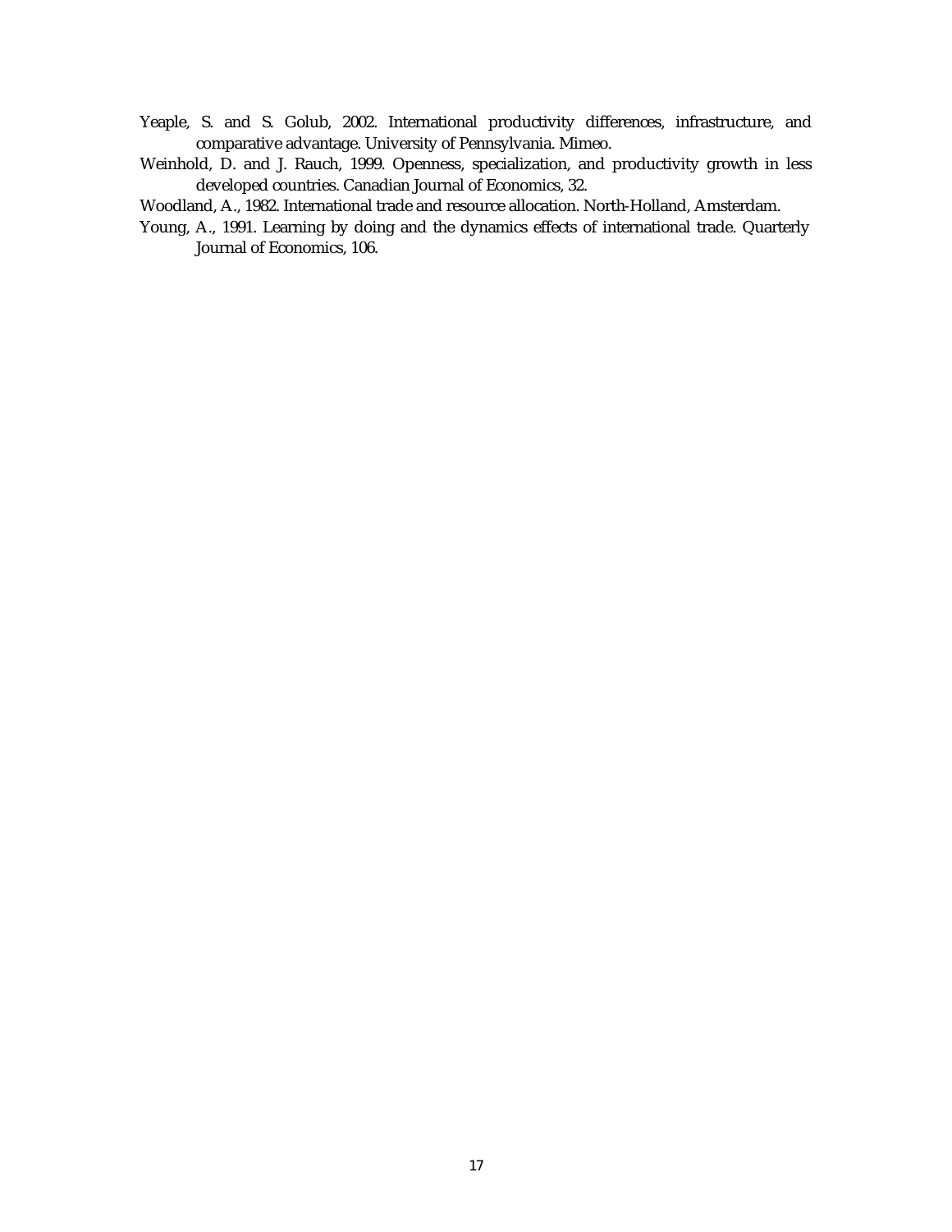Yeaple, S. and S. Golub, 2002. International productivity differences, infrastructure, and comparative advantage. University of Pennsylvania. Mimeo.

Weinhold, D. and J. Rauch, 1999. Openness, specialization, and productivity growth in less developed countries. Canadian Journal of Economics, 32.

Woodland, A., 1982. International trade and resource allocation. North-Holland, Amsterdam.

Young, A., 1991. Learning by doing and the dynamics effects of international trade. Quarterly Journal of Economics, 106.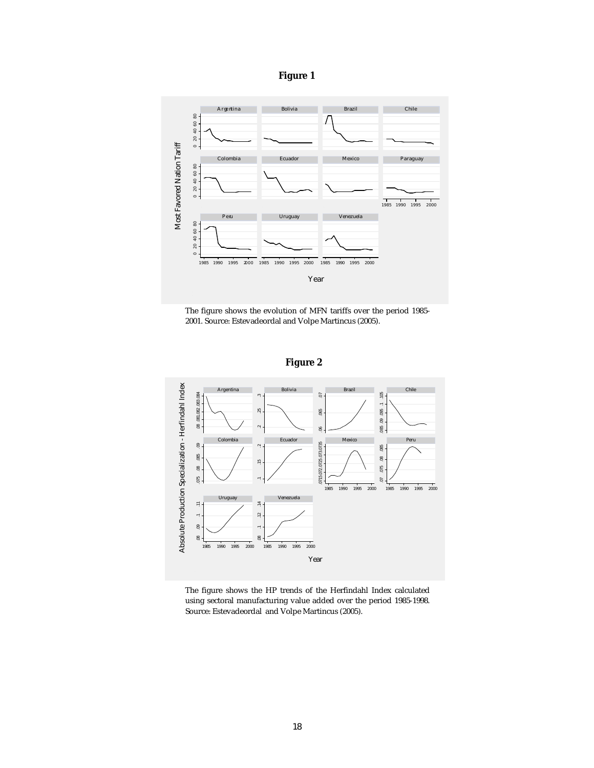**Figure 1**

The figure shows the evolution of MFN tariffs over the period 1985-2001. Source: Estevadeordal and Volpe Martincus (2005).

**Figure 2**

The figure shows the HP trends of the Herfindahl Index calculated using sectoral manufacturing value added over the period 1985-1998. Source: Estevadeordal and Volpe Martincus (2005).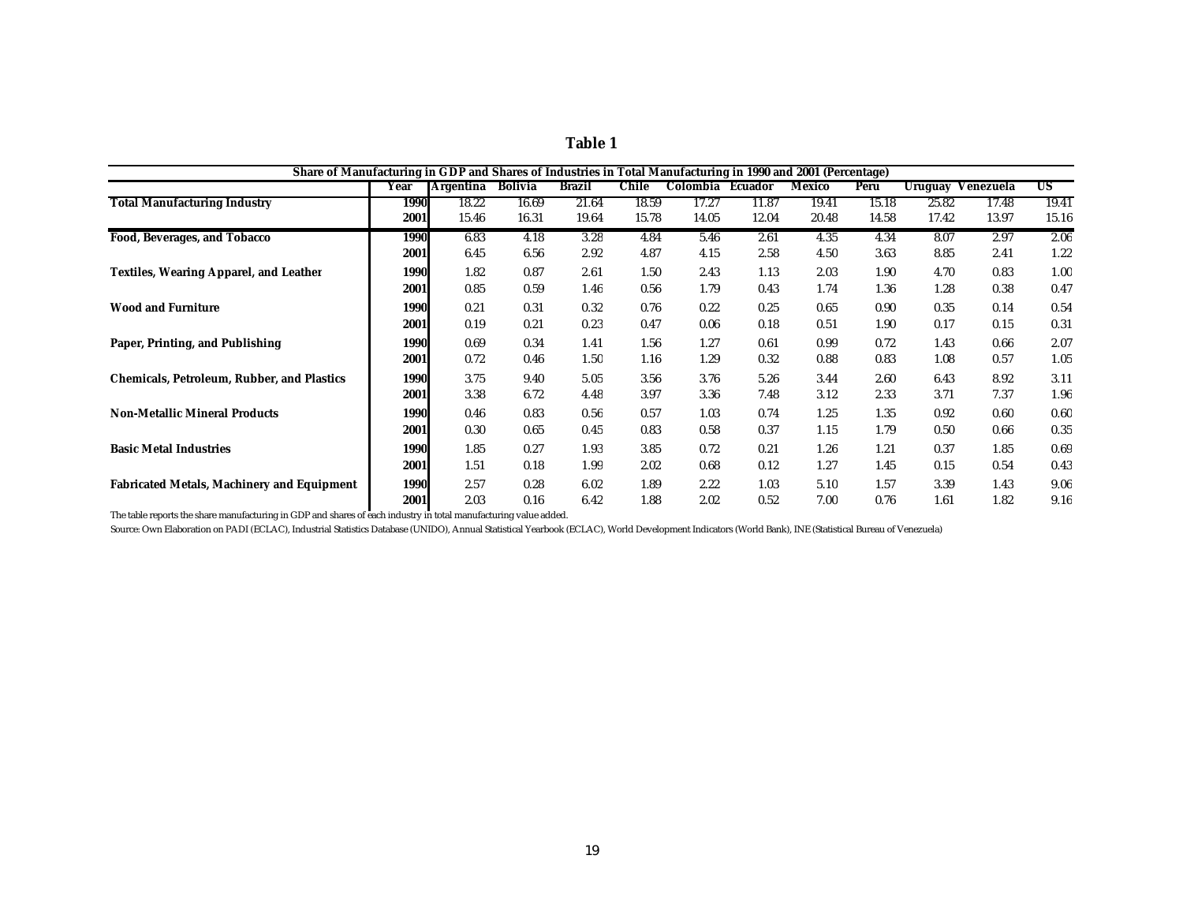**Table 1**

| Share of Manufacturing in GDP and Shares of Industries in Total Manufacturing in 1990 and 2001 (Percentage) | | | | | | | | | | | | |
|---|---|---|---|---|---|---|---|---|---|---|---|---|
| | **Year** | **Argentina** | **Bolivia** | **Brazil** | **Chile** | **Colombia** | **Ecuador** | **Mexico** | **Peru** | **Uruguay** | **Venezuela** | **US** |
| **Total Manufacturing Industry** | **1990** | 18.22 | 16.69 | 21.64 | 18.59 | 17.27 | 11.87 | 19.41 | 15.18 | 25.82 | 17.48 | 19.41 |
| | **2001** | 15.46 | 16.31 | 19.64 | 15.78 | 14.05 | 12.04 | 20.48 | 14.58 | 17.42 | 13.97 | 15.16 |
| **Food, Beverages, and Tobacco** | **1990** | 6.83 | 4.18 | 3.28 | 4.84 | 5.46 | 2.61 | 4.35 | 4.34 | 8.07 | 2.97 | 2.06 |
| | **2001** | 6.45 | 6.56 | 2.92 | 4.87 | 4.15 | 2.58 | 4.50 | 3.63 | 8.85 | 2.41 | 1.22 |
| **Textiles, Wearing Apparel, and Leather** | **1990** | 1.82 | 0.87 | 2.61 | 1.50 | 2.43 | 1.13 | 2.03 | 1.90 | 4.70 | 0.83 | 1.00 |
| | **2001** | 0.85 | 0.59 | 1.46 | 0.56 | 1.79 | 0.43 | 1.74 | 1.36 | 1.28 | 0.38 | 0.47 |
| **Wood and Furniture** | **1990** | 0.21 | 0.31 | 0.32 | 0.76 | 0.22 | 0.25 | 0.65 | 0.90 | 0.35 | 0.14 | 0.54 |
| | **2001** | 0.19 | 0.21 | 0.23 | 0.47 | 0.06 | 0.18 | 0.51 | 1.90 | 0.17 | 0.15 | 0.31 |
| **Paper, Printing, and Publishing** | **1990** | 0.69 | 0.34 | 1.41 | 1.56 | 1.27 | 0.61 | 0.99 | 0.72 | 1.43 | 0.66 | 2.07 |
| | **2001** | 0.72 | 0.46 | 1.50 | 1.16 | 1.29 | 0.32 | 0.88 | 0.83 | 1.08 | 0.57 | 1.05 |
| **Chemicals, Petroleum, Rubber, and Plastics** | **1990** | 3.75 | 9.40 | 5.05 | 3.56 | 3.76 | 5.26 | 3.44 | 2.60 | 6.43 | 8.92 | 3.11 |
| | **2001** | 3.38 | 6.72 | 4.48 | 3.97 | 3.36 | 7.48 | 3.12 | 2.33 | 3.71 | 7.37 | 1.96 |
| **Non-Metallic Mineral Products** | **1990** | 0.46 | 0.83 | 0.56 | 0.57 | 1.03 | 0.74 | 1.25 | 1.35 | 0.92 | 0.60 | 0.60 |
| | **2001** | 0.30 | 0.65 | 0.45 | 0.83 | 0.58 | 0.37 | 1.15 | 1.79 | 0.50 | 0.66 | 0.35 |
| **Basic Metal Industries** | **1990** | 1.85 | 0.27 | 1.93 | 3.85 | 0.72 | 0.21 | 1.26 | 1.21 | 0.37 | 1.85 | 0.69 |
| | **2001** | 1.51 | 0.18 | 1.99 | 2.02 | 0.68 | 0.12 | 1.27 | 1.45 | 0.15 | 0.54 | 0.43 |
| **Fabricated Metals, Machinery and Equipment** | **1990** | 2.57 | 0.28 | 6.02 | 1.89 | 2.22 | 1.03 | 5.10 | 1.57 | 3.39 | 1.43 | 9.06 |
| | **2001** | 2.03 | 0.16 | 6.42 | 1.88 | 2.02 | 0.52 | 7.00 | 0.76 | 1.61 | 1.82 | 9.16 |

The table reports the share manufacturing in GDP and shares of each industry in total manufacturing value added.

Source: Own Elaboration on PADI (ECLAC), Industrial Statistics Database (UNIDO), Annual Statistical Yearbook (ECLAC), World Development Indicators (World Bank), INE (Statistical Bureau of Venezuela)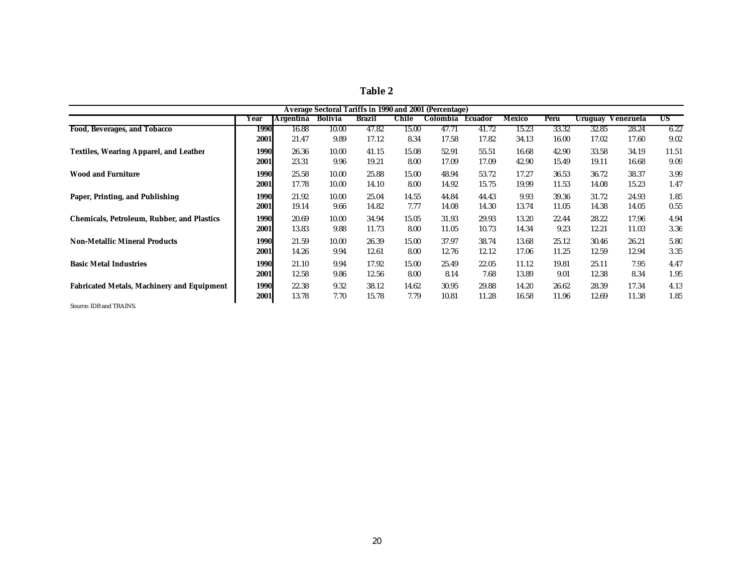# Table 2

| Average Sectoral Tariffs in 1990 and 2001 (Percentage) | Year | Argentina | Bolivia | Brazil | Chile | Colombia | Ecuador | Mexico | Peru | Uruguay | Venezuela | US |
|---|---|---|---|---|---|---|---|---|---|---|---|---|
| **Food, Beverages, and Tobacco** | **1990** | 16.88 | 10.00 | 47.82 | 15.00 | 47.71 | 41.72 | 15.23 | 33.32 | 32.85 | 28.24 | 6.22 |
| | **2001** | 21.47 | 9.89 | 17.12 | 8.34 | 17.58 | 17.82 | 34.13 | 16.00 | 17.02 | 17.60 | 9.02 |
| **Textiles, Wearing Apparel, and Leather** | **1990** | 26.36 | 10.00 | 41.15 | 15.08 | 52.91 | 55.51 | 16.68 | 42.90 | 33.58 | 34.19 | 11.51 |
| | **2001** | 23.31 | 9.96 | 19.21 | 8.00 | 17.09 | 17.09 | 42.90 | 15.49 | 19.11 | 16.68 | 9.09 |
| **Wood and Furniture** | **1990** | 25.58 | 10.00 | 25.88 | 15.00 | 48.94 | 53.72 | 17.27 | 36.53 | 36.72 | 38.37 | 3.99 |
| | **2001** | 17.78 | 10.00 | 14.10 | 8.00 | 14.92 | 15.75 | 19.99 | 11.53 | 14.08 | 15.23 | 1.47 |
| **Paper, Printing, and Publishing** | **1990** | 21.92 | 10.00 | 25.04 | 14.55 | 44.84 | 44.43 | 9.93 | 39.36 | 31.72 | 24.93 | 1.85 |
| | **2001** | 19.14 | 9.66 | 14.82 | 7.77 | 14.08 | 14.30 | 13.74 | 11.05 | 14.38 | 14.05 | 0.55 |
| **Chemicals, Petroleum, Rubber, and Plastics** | **1990** | 20.69 | 10.00 | 34.94 | 15.05 | 31.93 | 29.93 | 13.20 | 22.44 | 28.22 | 17.96 | 4.94 |
| | **2001** | 13.83 | 9.88 | 11.73 | 8.00 | 11.05 | 10.73 | 14.34 | 9.23 | 12.21 | 11.03 | 3.36 |
| **Non-Metallic Mineral Products** | **1990** | 21.59 | 10.00 | 26.39 | 15.00 | 37.97 | 38.74 | 13.68 | 25.12 | 30.46 | 26.21 | 5.80 |
| | **2001** | 14.26 | 9.94 | 12.61 | 8.00 | 12.76 | 12.12 | 17.06 | 11.25 | 12.59 | 12.94 | 3.35 |
| **Basic Metal Industries** | **1990** | 21.10 | 9.94 | 17.92 | 15.00 | 25.49 | 22.05 | 11.12 | 19.81 | 25.11 | 7.95 | 4.47 |
| | **2001** | 12.58 | 9.86 | 12.56 | 8.00 | 8.14 | 7.68 | 13.89 | 9.01 | 12.38 | 8.34 | 1.95 |
| **Fabricated Metals, Machinery and Equipment** | **1990** | 22.38 | 9.32 | 38.12 | 14.62 | 30.95 | 29.88 | 14.20 | 26.62 | 28.39 | 17.34 | 4.13 |
| | **2001** | 13.78 | 7.70 | 15.78 | 7.79 | 10.81 | 11.28 | 16.58 | 11.96 | 12.69 | 11.38 | 1.85 |

Source: IDB and TRAINS.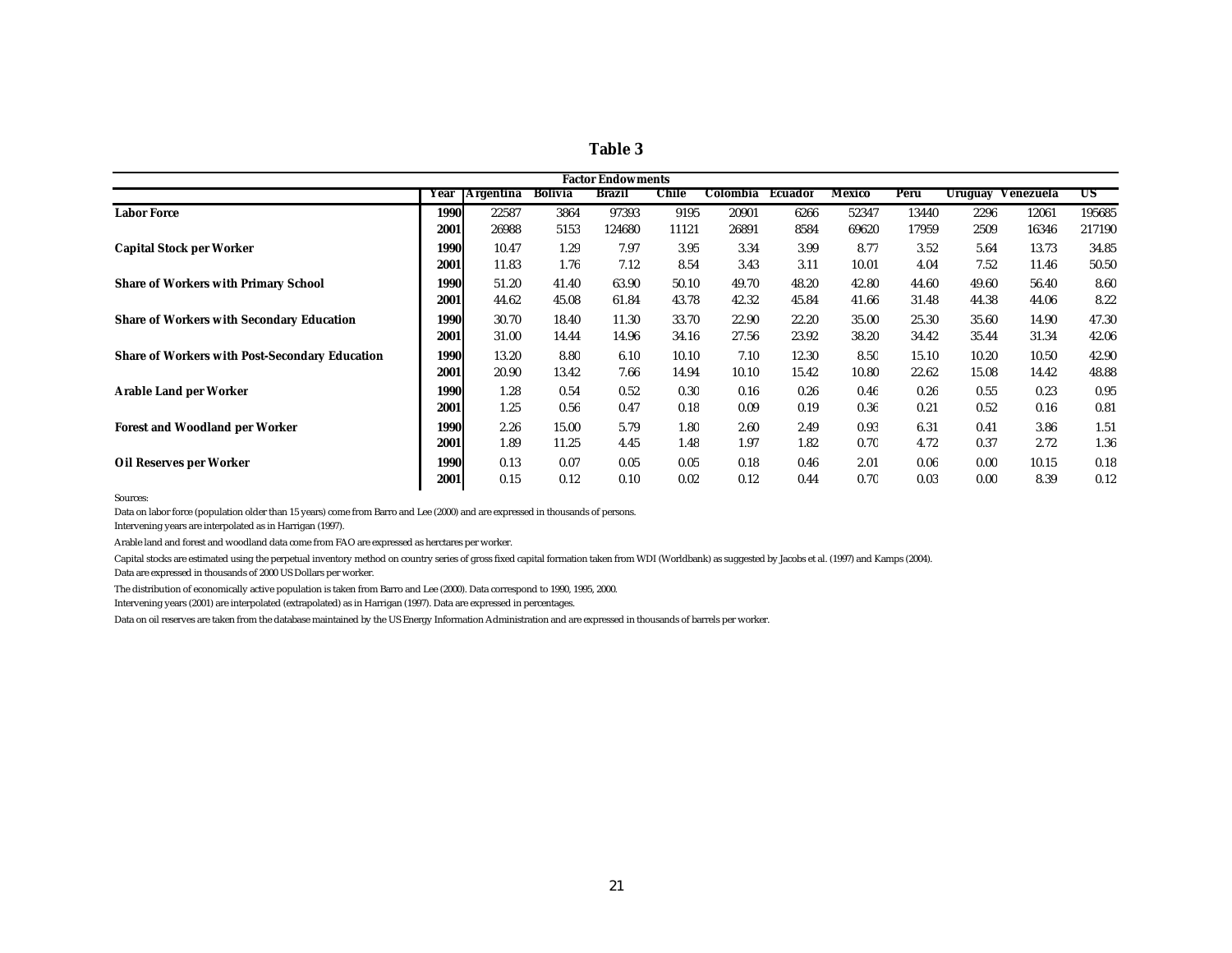# Table 3

| Factor Endowments | Year | Argentina | Bolivia | Brazil | Chile | Colombia | Ecuador | Mexico | Peru | Uruguay | Venezuela | US |
|---|---|---|---|---|---|---|---|---|---|---|---|---|
| **Labor Force** | **1990** | 22587 | 3864 | 97393 | 9195 | 20901 | 6266 | 52347 | 13440 | 2296 | 12061 | 195685 |
| | **2001** | 26988 | 5153 | 124680 | 11121 | 26891 | 8584 | 69620 | 17959 | 2509 | 16346 | 217190 |
| **Capital Stock per Worker** | **1990** | 10.47 | 1.29 | 7.97 | 3.95 | 3.34 | 3.99 | 8.77 | 3.52 | 5.64 | 13.73 | 34.85 |
| | **2001** | 11.83 | 1.76 | 7.12 | 8.54 | 3.43 | 3.11 | 10.01 | 4.04 | 7.52 | 11.46 | 50.50 |
| **Share of Workers with Primary School** | **1990** | 51.20 | 41.40 | 63.90 | 50.10 | 49.70 | 48.20 | 42.80 | 44.60 | 49.60 | 56.40 | 8.60 |
| | **2001** | 44.62 | 45.08 | 61.84 | 43.78 | 42.32 | 45.84 | 41.66 | 31.48 | 44.38 | 44.06 | 8.22 |
| **Share of Workers with Secondary Education** | **1990** | 30.70 | 18.40 | 11.30 | 33.70 | 22.90 | 22.20 | 35.00 | 25.30 | 35.60 | 14.90 | 47.30 |
| | **2001** | 31.00 | 14.44 | 14.96 | 34.16 | 27.56 | 23.92 | 38.20 | 34.42 | 35.44 | 31.34 | 42.06 |
| **Share of Workers with Post-Secondary Education** | **1990** | 13.20 | 8.80 | 6.10 | 10.10 | 7.10 | 12.30 | 8.50 | 15.10 | 10.20 | 10.50 | 42.90 |
| | **2001** | 20.90 | 13.42 | 7.66 | 14.94 | 10.10 | 15.42 | 10.80 | 22.62 | 15.08 | 14.42 | 48.88 |
| **Arable Land per Worker** | **1990** | 1.28 | 0.54 | 0.52 | 0.30 | 0.16 | 0.26 | 0.46 | 0.26 | 0.55 | 0.23 | 0.95 |
| | **2001** | 1.25 | 0.56 | 0.47 | 0.18 | 0.09 | 0.19 | 0.36 | 0.21 | 0.52 | 0.16 | 0.81 |
| **Forest and Woodland per Worker** | **1990** | 2.26 | 15.00 | 5.79 | 1.80 | 2.60 | 2.49 | 0.93 | 6.31 | 0.41 | 3.86 | 1.51 |
| | **2001** | 1.89 | 11.25 | 4.45 | 1.48 | 1.97 | 1.82 | 0.70 | 4.72 | 0.37 | 2.72 | 1.36 |
| **Oil Reserves per Worker** | **1990** | 0.13 | 0.07 | 0.05 | 0.05 | 0.18 | 0.46 | 2.01 | 0.06 | 0.00 | 10.15 | 0.18 |
| | **2001** | 0.15 | 0.12 | 0.10 | 0.02 | 0.12 | 0.44 | 0.70 | 0.03 | 0.00 | 8.39 | 0.12 |

Sources:

Data on labor force (population older than 15 years) come from Barro and Lee (2000) and are expressed in thousands of persons.

Intervening years are interpolated as in Harrigan (1997).

Arable land and forest and woodland data come from FAO are expressed as herctares per worker.

Capital stocks are estimated using the perpetual inventory method on country series of gross fixed capital formation taken from WDI (Worldbank) as suggested by Jacobs et al. (1997) and Kamps (2004).

Data are expressed in thousands of 2000 US Dollars per worker.

The distribution of economically active population is taken from Barro and Lee (2000). Data correspond to 1990, 1995, 2000.

Intervening years (2001) are interpolated (extrapolated) as in Harrigan (1997). Data are expressed in percentages.

Data on oil reserves are taken from the database maintained by the US Energy Information Administration and are expressed in thousands of barrels per worker.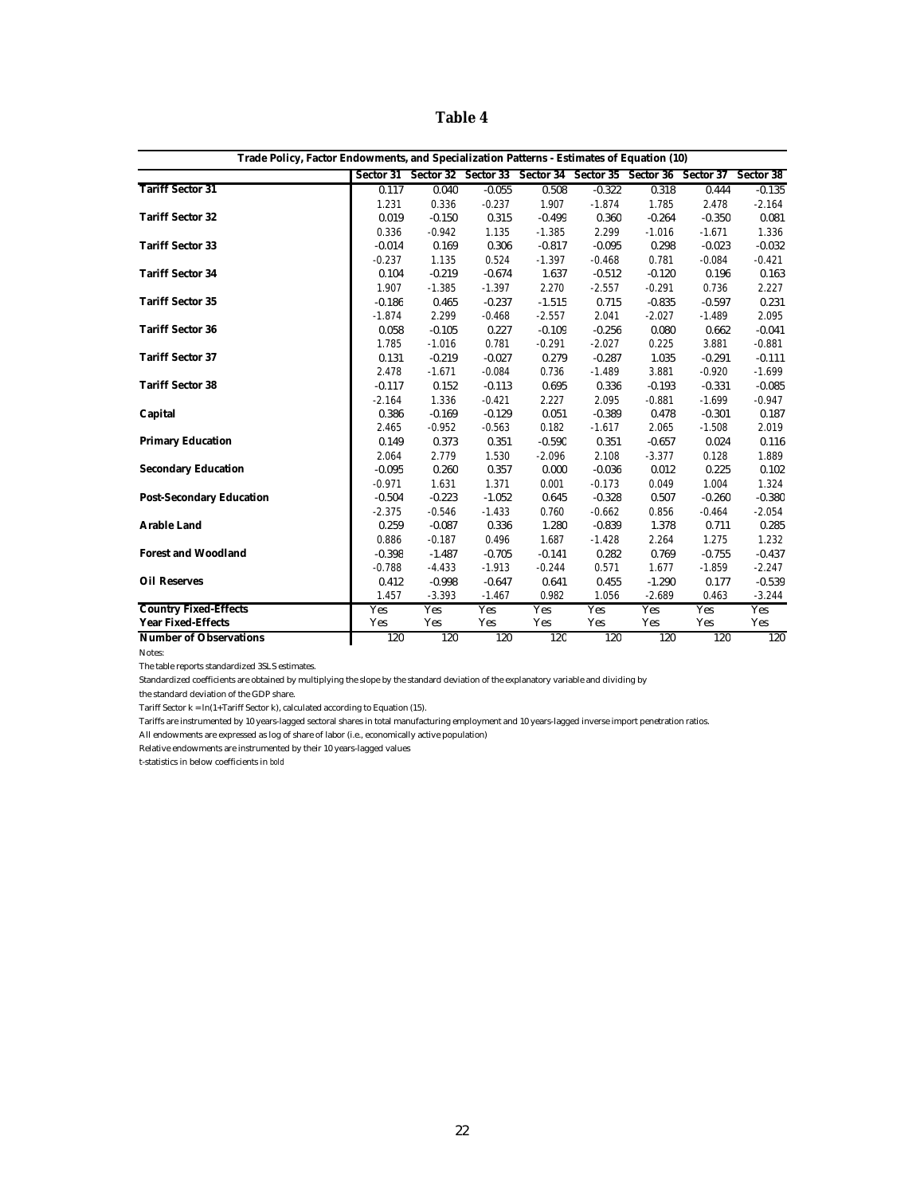# Table 4

| Trade Policy, Factor Endowments, and Specialization Patterns - Estimates of Equation (10) | | | | | | | | |
|---|---|---|---|---|---|---|---|---|
| | Sector 31 | Sector 32 | Sector 33 | Sector 34 | Sector 35 | Sector 36 | Sector 37 | Sector 38 |
| **Tariff Sector 31** | 0.117 | 0.040 | -0.055 | 0.508 | -0.322 | 0.318 | 0.444 | -0.135 |
| | 1.231 | 0.336 | -0.237 | 1.907 | -1.874 | 1.785 | 2.478 | -2.164 |
| **Tariff Sector 32** | 0.019 | -0.150 | 0.315 | -0.499 | 0.360 | -0.264 | -0.350 | 0.081 |
| | 0.336 | -0.942 | 1.135 | -1.385 | 2.299 | -1.016 | -1.671 | 1.336 |
| **Tariff Sector 33** | -0.014 | 0.169 | 0.306 | -0.817 | -0.095 | 0.298 | -0.023 | -0.032 |
| | -0.237 | 1.135 | 0.524 | -1.397 | -0.468 | 0.781 | -0.084 | -0.421 |
| **Tariff Sector 34** | 0.104 | -0.219 | -0.674 | 1.637 | -0.512 | -0.120 | 0.196 | 0.163 |
| | 1.907 | -1.385 | -1.397 | 2.270 | -2.557 | -0.291 | 0.736 | 2.227 |
| **Tariff Sector 35** | -0.186 | 0.465 | -0.237 | -1.515 | 0.715 | -0.835 | -0.597 | 0.231 |
| | -1.874 | 2.299 | -0.468 | -2.557 | 2.041 | -2.027 | -1.489 | 2.095 |
| **Tariff Sector 36** | 0.058 | -0.105 | 0.227 | -0.109 | -0.256 | 0.080 | 0.662 | -0.041 |
| | 1.785 | -1.016 | 0.781 | -0.291 | -2.027 | 0.225 | 3.881 | -0.881 |
| **Tariff Sector 37** | 0.131 | -0.219 | -0.027 | 0.279 | -0.287 | 1.035 | -0.291 | -0.111 |
| | 2.478 | -1.671 | -0.084 | 0.736 | -1.489 | 3.881 | -0.920 | -1.699 |
| **Tariff Sector 38** | -0.117 | 0.152 | -0.113 | 0.695 | 0.336 | -0.193 | -0.331 | -0.085 |
| | -2.164 | 1.336 | -0.421 | 2.227 | 2.095 | -0.881 | -1.699 | -0.947 |
| **Capital** | 0.386 | -0.169 | -0.129 | 0.051 | -0.389 | 0.478 | -0.301 | 0.187 |
| | 2.465 | -0.952 | -0.563 | 0.182 | -1.617 | 2.065 | -1.508 | 2.019 |
| **Primary Education** | 0.149 | 0.373 | 0.351 | -0.590 | 0.351 | -0.657 | 0.024 | 0.116 |
| | 2.064 | 2.779 | 1.530 | -2.096 | 2.108 | -3.377 | 0.128 | 1.889 |
| **Secondary Education** | -0.095 | 0.260 | 0.357 | 0.000 | -0.036 | 0.012 | 0.225 | 0.102 |
| | -0.971 | 1.631 | 1.371 | 0.001 | -0.173 | 0.049 | 1.004 | 1.324 |
| **Post-Secondary Education** | -0.504 | -0.223 | -1.052 | 0.645 | -0.328 | 0.507 | -0.260 | -0.380 |
| | -2.375 | -0.546 | -1.433 | 0.760 | -0.662 | 0.856 | -0.464 | -2.054 |
| **Arable Land** | 0.259 | -0.087 | 0.336 | 1.280 | -0.839 | 1.378 | 0.711 | 0.285 |
| | 0.886 | -0.187 | 0.496 | 1.687 | -1.428 | 2.264 | 1.275 | 1.232 |
| **Forest and Woodland** | -0.398 | -1.487 | -0.705 | -0.141 | 0.282 | 0.769 | -0.755 | -0.437 |
| | -0.788 | -4.433 | -1.913 | -0.244 | 0.571 | 1.677 | -1.859 | -2.247 |
| **Oil Reserves** | 0.412 | -0.998 | -0.647 | 0.641 | 0.455 | -1.290 | 0.177 | -0.539 |
| | 1.457 | -3.393 | -1.467 | 0.982 | 1.056 | -2.689 | 0.463 | -3.244 |
| **Country Fixed-Effects** | Yes | Yes | Yes | Yes | Yes | Yes | Yes | Yes |
| **Year Fixed-Effects** | Yes | Yes | Yes | Yes | Yes | Yes | Yes | Yes |
| **Number of Observations** | 120 | 120 | 120 | 120 | 120 | 120 | 120 | 120 |

Notes:

The table reports standardized 3SLS estimates.

Standardized coefficients are obtained by multiplying the slope by the standard deviation of the explanatory variable and dividing by the standard deviation of the GDP share.

Tariff Sector k = ln(1+Tariff Sector k), calculated according to Equation (15).

Tariffs are instrumented by 10 years-lagged sectoral shares in total manufacturing employment and 10 years-lagged inverse import penetration ratios.

All endowments are expressed as log of share of labor (i.e., economically active population)

Relative endowments are instrumented by their 10 years-lagged values

t-statistics in below coefficients in *bold*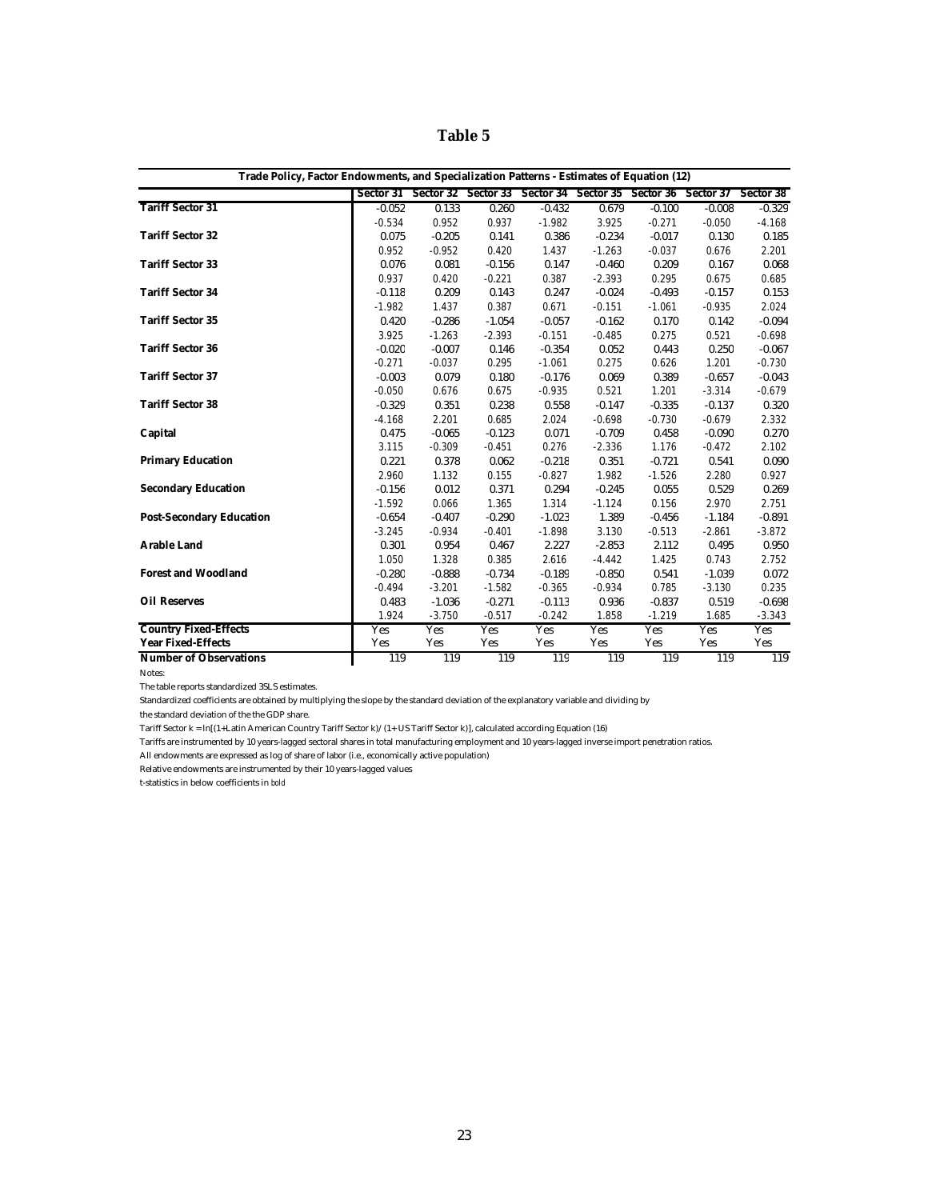# Table 5

| Trade Policy, Factor Endowments, and Specialization Patterns - Estimates of Equation (12) | | | | | | | | |
|---|---|---|---|---|---|---|---|---|
| | Sector 31 | Sector 32 | Sector 33 | Sector 34 | Sector 35 | Sector 36 | Sector 37 | Sector 38 |
| **Tariff Sector 31** | -0.052 | 0.133 | 0.260 | -0.432 | 0.679 | -0.100 | -0.008 | -0.329 |
| | -0.534 | 0.952 | 0.937 | -1.982 | 3.925 | -0.271 | -0.050 | -4.168 |
| **Tariff Sector 32** | 0.075 | -0.205 | 0.141 | 0.386 | -0.234 | -0.017 | 0.130 | 0.185 |
| | 0.952 | -0.952 | 0.420 | 1.437 | -1.263 | -0.037 | 0.676 | 2.201 |
| **Tariff Sector 33** | 0.076 | 0.081 | -0.156 | 0.147 | -0.460 | 0.209 | 0.167 | 0.068 |
| | 0.937 | 0.420 | -0.221 | 0.387 | -2.393 | 0.295 | 0.675 | 0.685 |
| **Tariff Sector 34** | -0.118 | 0.209 | 0.143 | 0.247 | -0.024 | -0.493 | -0.157 | 0.153 |
| | -1.982 | 1.437 | 0.387 | 0.671 | -0.151 | -1.061 | -0.935 | 2.024 |
| **Tariff Sector 35** | 0.420 | -0.286 | -1.054 | -0.057 | -0.162 | 0.170 | 0.142 | -0.094 |
| | 3.925 | -1.263 | -2.393 | -0.151 | -0.485 | 0.275 | 0.521 | -0.698 |
| **Tariff Sector 36** | -0.020 | -0.007 | 0.146 | -0.354 | 0.052 | 0.443 | 0.250 | -0.067 |
| | -0.271 | -0.037 | 0.295 | -1.061 | 0.275 | 0.626 | 1.201 | -0.730 |
| **Tariff Sector 37** | -0.003 | 0.079 | 0.180 | -0.176 | 0.069 | 0.389 | -0.657 | -0.043 |
| | -0.050 | 0.676 | 0.675 | -0.935 | 0.521 | 1.201 | -3.314 | -0.679 |
| **Tariff Sector 38** | -0.329 | 0.351 | 0.238 | 0.558 | -0.147 | -0.335 | -0.137 | 0.320 |
| | -4.168 | 2.201 | 0.685 | 2.024 | -0.698 | -0.730 | -0.679 | 2.332 |
| **Capital** | 0.475 | -0.065 | -0.123 | 0.071 | -0.709 | 0.458 | -0.090 | 0.270 |
| | 3.115 | -0.309 | -0.451 | 0.276 | -2.336 | 1.176 | -0.472 | 2.102 |
| **Primary Education** | 0.221 | 0.378 | 0.062 | -0.218 | 0.351 | -0.721 | 0.541 | 0.090 |
| | 2.960 | 1.132 | 0.155 | -0.827 | 1.982 | -1.526 | 2.280 | 0.927 |
| **Secondary Education** | -0.156 | 0.012 | 0.371 | 0.294 | -0.245 | 0.055 | 0.529 | 0.269 |
| | -1.592 | 0.066 | 1.365 | 1.314 | -1.124 | 0.156 | 2.970 | 2.751 |
| **Post-Secondary Education** | -0.654 | -0.407 | -0.290 | -1.023 | 1.389 | -0.456 | -1.184 | -0.891 |
| | -3.245 | -0.934 | -0.401 | -1.898 | 3.130 | -0.513 | -2.861 | -3.872 |
| **Arable Land** | 0.301 | 0.954 | 0.467 | 2.227 | -2.853 | 2.112 | 0.495 | 0.950 |
| | 1.050 | 1.328 | 0.385 | 2.616 | -4.442 | 1.425 | 0.743 | 2.752 |
| **Forest and Woodland** | -0.280 | -0.888 | -0.734 | -0.189 | -0.850 | 0.541 | -1.039 | 0.072 |
| | -0.494 | -3.201 | -1.582 | -0.365 | -0.934 | 0.785 | -3.130 | 0.235 |
| **Oil Reserves** | 0.483 | -1.036 | -0.271 | -0.113 | 0.936 | -0.837 | 0.519 | -0.698 |
| | 1.924 | -3.750 | -0.517 | -0.242 | 1.858 | -1.219 | 1.685 | -3.343 |
| **Country Fixed-Effects** | Yes | Yes | Yes | Yes | Yes | Yes | Yes | Yes |
| **Year Fixed-Effects** | Yes | Yes | Yes | Yes | Yes | Yes | Yes | Yes |
| **Number of Observations** | 119 | 119 | 119 | 119 | 119 | 119 | 119 | 119 |

Notes:

The table reports standardized 3SLS estimates.

Standardized coefficients are obtained by multiplying the slope by the standard deviation of the explanatory variable and dividing by the standard deviation of the the GDP share.

Tariff Sector k = ln[(1+Latin American Country Tariff Sector k)/(1+ US Tariff Sector k)], calculated according Equation (16)

Tariffs are instrumented by 10 years-lagged sectoral shares in total manufacturing employment and 10 years-lagged inverse import penetration ratios.

All endowments are expressed as log of share of labor (i.e., economically active population)

Relative endowments are instrumented by their 10 years-lagged values

t-statistics in below coefficients in bold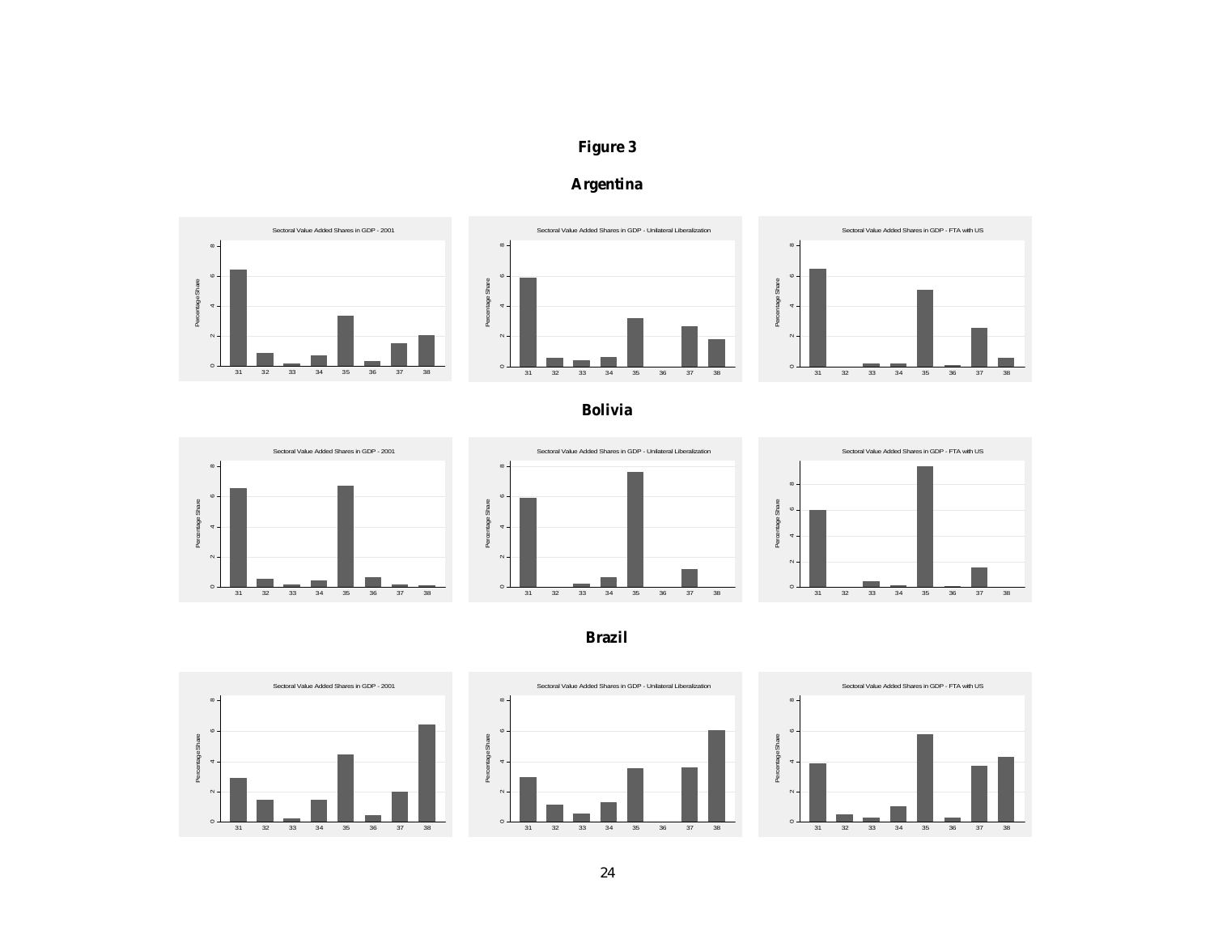**Figure 3**

## Argentina

Sectoral Value Added Shares in GDP - 2001

Sectoral Value Added Shares in GDP - Unilateral Liberalization

Sectoral Value Added Shares in GDP - FTA with US

## Bolivia

Sectoral Value Added Shares in GDP - 2001

Sectoral Value Added Shares in GDP - Unilateral Liberalization

Sectoral Value Added Shares in GDP - FTA with US

## Brazil

Sectoral Value Added Shares in GDP - 2001

Sectoral Value Added Shares in GDP - Unilateral Liberalization

Sectoral Value Added Shares in GDP - FTA with US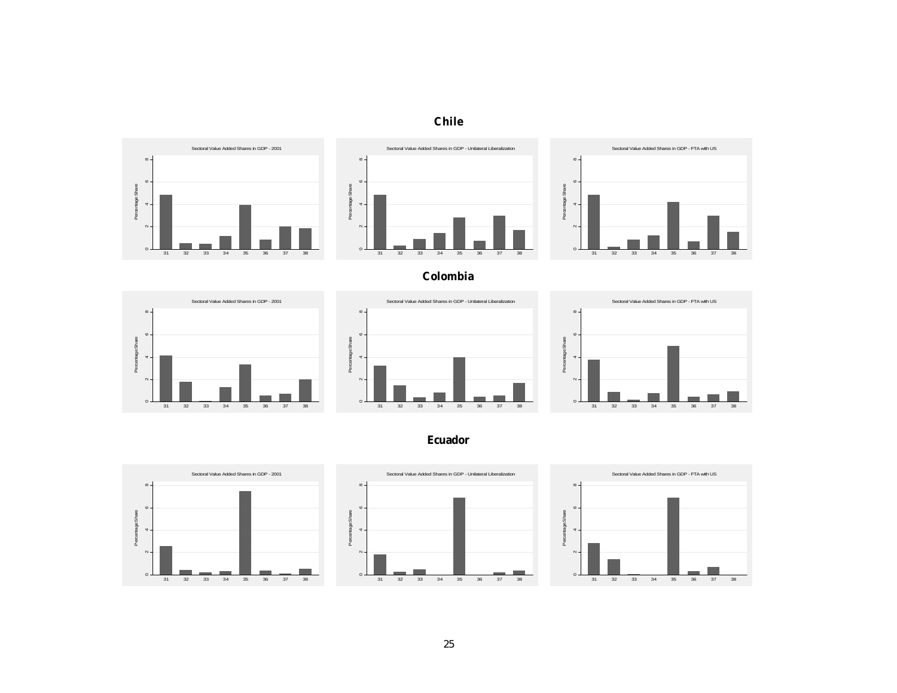## Chile

Sectoral Value Added Shares in GDP - 2001

Sectoral Value Added Shares in GDP - Unilateral Liberalization

Sectoral Value Added Shares in GDP - FTA with US

## Colombia

Sectoral Value Added Shares in GDP - 2001

Sectoral Value Added Shares in GDP - Unilateral Liberalization

Sectoral Value Added Shares in GDP - FTA with US

## Ecuador

Sectoral Value Added Shares in GDP - 2001

Sectoral Value Added Shares in GDP - Unilateral Liberalization

Sectoral Value Added Shares in GDP - FTA with US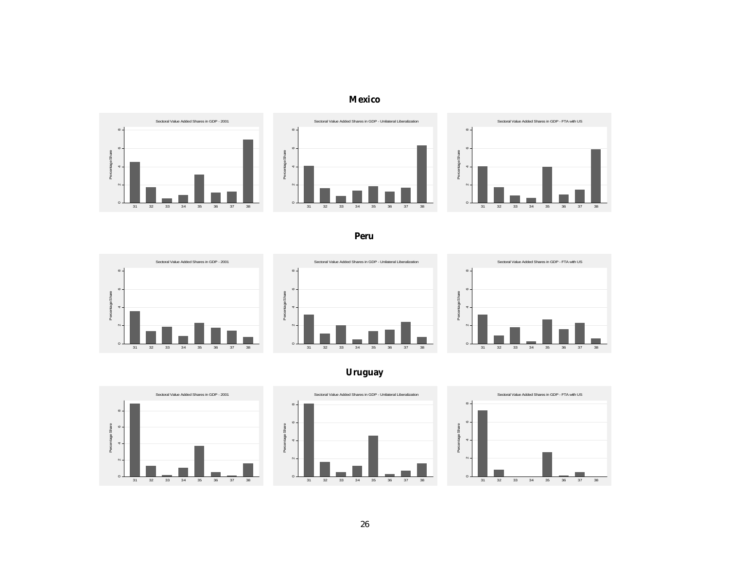## Mexico

## Peru

## Uruguay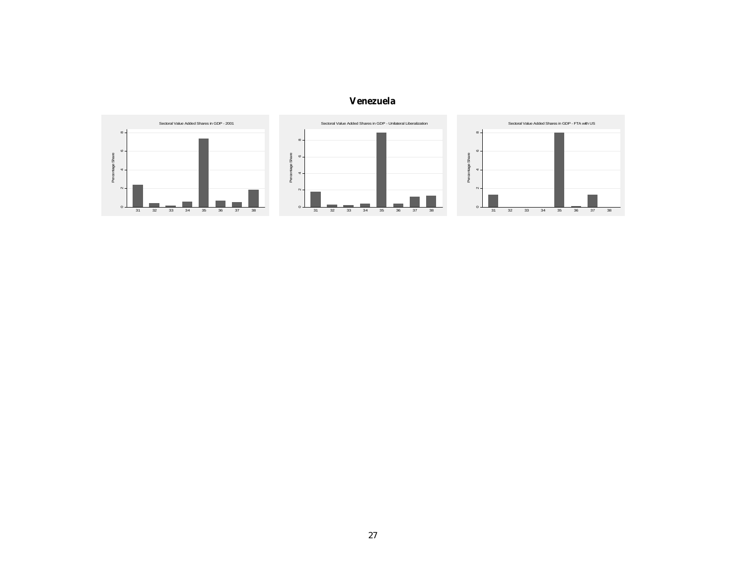# Venezuela

Sectoral Value Added Shares in GDP - 2001

Sectoral Value Added Shares in GDP - Unilateral Liberalization

Sectoral Value Added Shares in GDP - FTA with US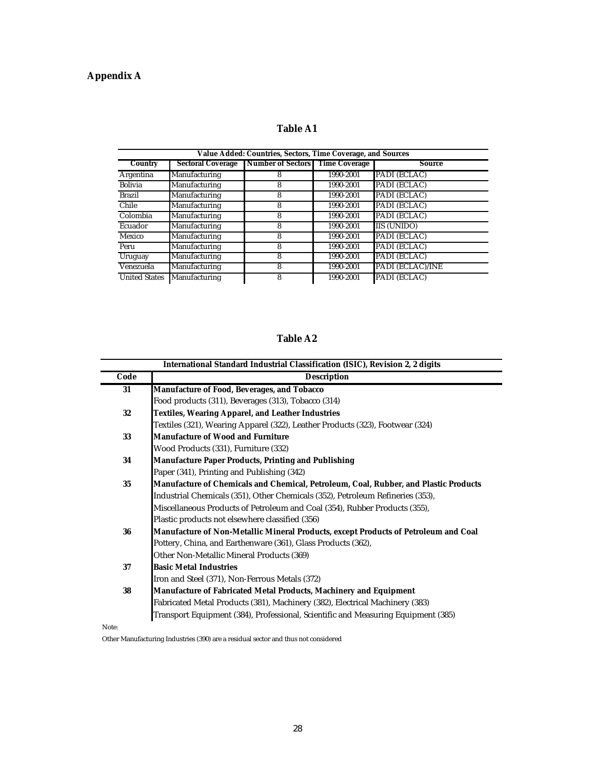# Appendix A

## Table A1

| Value Added: Countries, Sectors, Time Coverage, and Sources | | | | |
|---|---|---|---|---|
| **Country** | **Sectoral Coverage** | **Number of Sectors** | **Time Coverage** | **Source** |
| Argentina | Manufacturing | 8 | 1990-2001 | PADI (ECLAC) |
| Bolivia | Manufacturing | 8 | 1990-2001 | PADI (ECLAC) |
| Brazil | Manufacturing | 8 | 1990-2001 | PADI (ECLAC) |
| Chile | Manufacturing | 8 | 1990-2001 | PADI (ECLAC) |
| Colombia | Manufacturing | 8 | 1990-2001 | PADI (ECLAC) |
| Ecuador | Manufacturing | 8 | 1990-2001 | IIS (UNIDO) |
| Mexico | Manufacturing | 8 | 1990-2001 | PADI (ECLAC) |
| Peru | Manufacturing | 8 | 1990-2001 | PADI (ECLAC) |
| Uruguay | Manufacturing | 8 | 1990-2001 | PADI (ECLAC) |
| Venezuela | Manufacturing | 8 | 1990-2001 | PADI (ECLAC)/INE |
| United States | Manufacturing | 8 | 1990-2001 | PADI (ECLAC) |

## Table A2

| International Standard Industrial Classification (ISIC), Revision 2, 2 digits | |
|---|---|
| **Code** | **Description** |
| **31** | **Manufacture of Food, Beverages, and Tobacco** |
| | Food products (311), Beverages (313), Tobacco (314) |
| **32** | **Textiles, Wearing Apparel, and Leather Industries** |
| | Textiles (321), Wearing Apparel (322), Leather Products (323), Footwear (324) |
| **33** | **Manufacture of Wood and Furniture** |
| | Wood Products (331), Furniture (332) |
| **34** | **Manufacture Paper Products, Printing and Publishing** |
| | Paper (341), Printing and Publishing (342) |
| **35** | **Manufacture of Chemicals and Chemical, Petroleum, Coal, Rubber, and Plastic Products** |
| | Industrial Chemicals (351), Other Chemicals (352), Petroleum Refineries (353), Miscellaneous Products of Petroleum and Coal (354), Rubber Products (355), Plastic products not elsewhere classified (356) |
| **36** | **Manufacture of Non-Metallic Mineral Products, except Products of Petroleum and Coal** |
| | Pottery, China, and Earthenware (361), Glass Products (362), Other Non-Metallic Mineral Products (369) |
| **37** | **Basic Metal Industries** |
| | Iron and Steel (371), Non-Ferrous Metals (372) |
| **38** | **Manufacture of Fabricated Metal Products, Machinery and Equipment** |
| | Fabricated Metal Products (381), Machinery (382), Electrical Machinery (383) Transport Equipment (384), Professional, Scientific and Measuring Equipment (385) |

Note:

Other Manufacturing Industries (390) are a residual sector and thus not considered